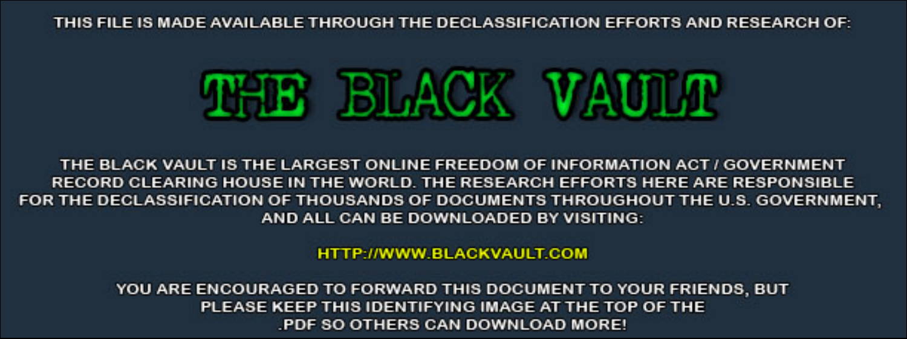THIS FILE IS MADE AVAILABLE THROUGH THE DECLASSIFICATION EFFORTS AND RESEARCH OF:

# THE BLACK VAULT

THE BLACK VAULT IS THE LARGEST ONLINE FREEDOM OF INFORMATION ACT / GOVERNMENT RECORD CLEARING HOUSE IN THE WORLD. THE RESEARCH EFFORTS HERE ARE RESPONSIBLE FOR THE DECLASSIFICATION OF THOUSANDS OF DOCUMENTS THROUGHOUT THE U.S. GOVERNMENT, AND ALL CAN BE DOWNLOADED BY VISITING:

HTTP://WWW.BLACKVAULT.COM

YOU ARE ENCOURAGED TO FORWARD THIS DOCUMENT TO YOUR FRIENDS, BUT PLEASE KEEP THIS IDENTIFYING IMAGE AT THE TOP OF THE .PDF SO OTHERS CAN DOWNLOAD MORE!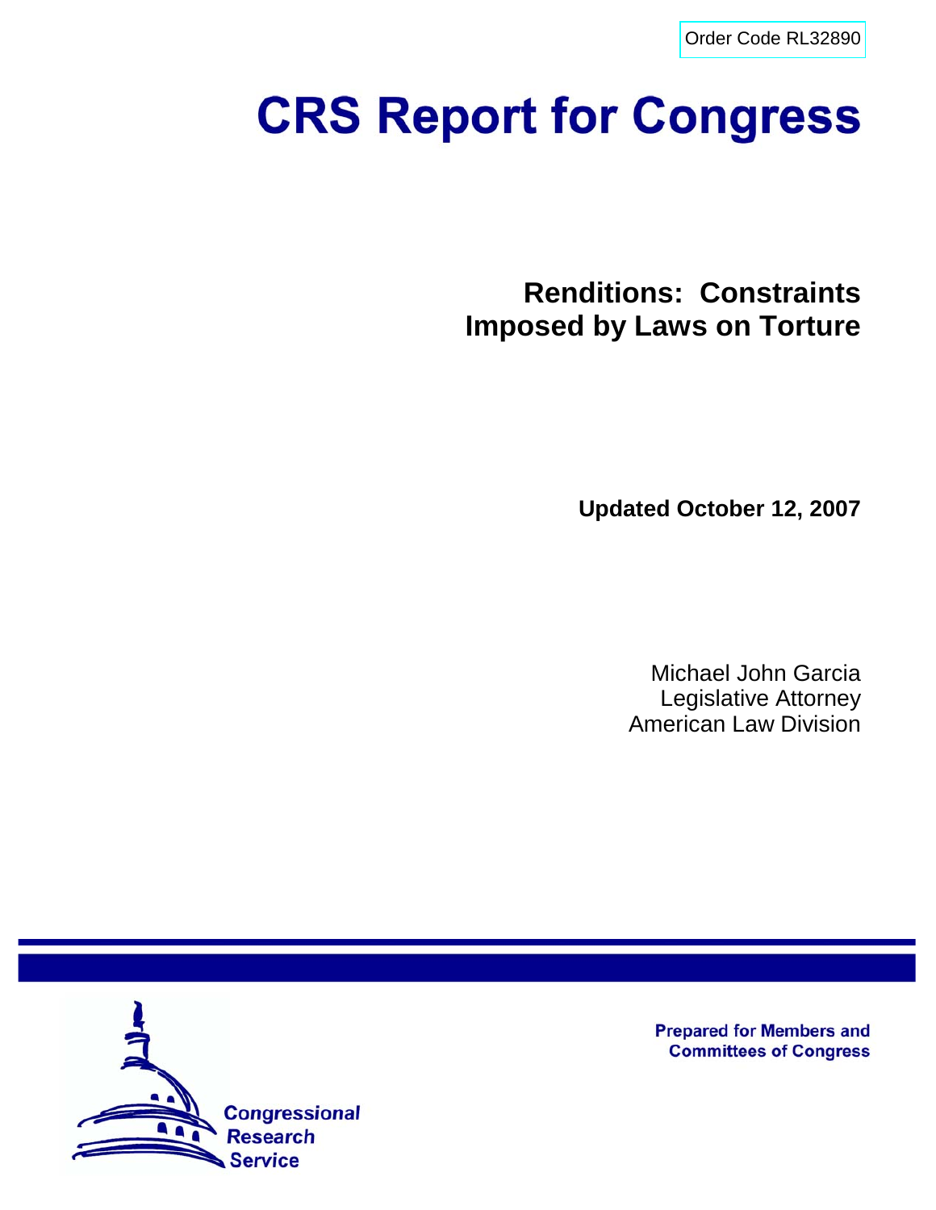Order Code RL32890

# CRS Report for Congress

## Renditions: Constraints Imposed by Laws on Torture

**Updated October 12, 2007**

Michael John Garcia
Legislative Attorney
American Law Division

Prepared for Members and Committees of Congress

Congressional Research Service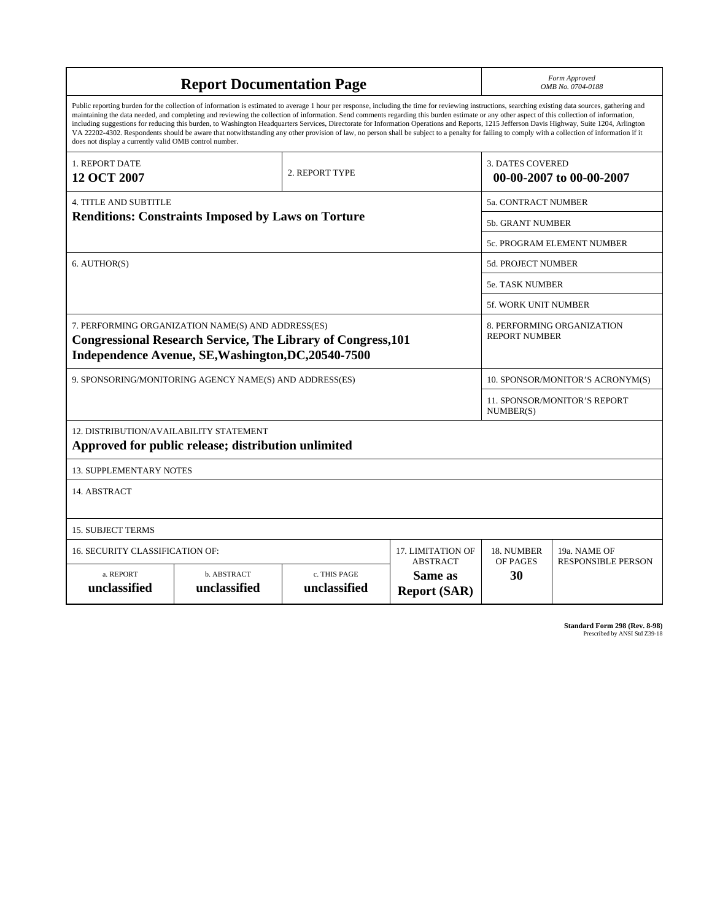# Report Documentation Page

*Form Approved*
*OMB No. 0704-0188*

Public reporting burden for the collection of information is estimated to average 1 hour per response, including the time for reviewing instructions, searching existing data sources, gathering and maintaining the data needed, and completing and reviewing the collection of information. Send comments regarding this burden estimate or any other aspect of this collection of information, including suggestions for reducing this burden, to Washington Headquarters Services, Directorate for Information Operations and Reports, 1215 Jefferson Davis Highway, Suite 1204, Arlington VA 22202-4302. Respondents should be aware that notwithstanding any other provision of law, no person shall be subject to a penalty for failing to comply with a collection of information if it does not display a currently valid OMB control number.

| 1. REPORT DATE | 2. REPORT TYPE | 3. DATES COVERED |
|---|---|---|
| **12 OCT 2007** | | **00-00-2007 to 00-00-2007** |

| 4. TITLE AND SUBTITLE | |
|---|---|
| **Renditions: Constraints Imposed by Laws on Torture** | 5a. CONTRACT NUMBER |
| | 5b. GRANT NUMBER |
| | 5c. PROGRAM ELEMENT NUMBER |
| 6. AUTHOR(S) | 5d. PROJECT NUMBER |
| | 5e. TASK NUMBER |
| | 5f. WORK UNIT NUMBER |
| 7. PERFORMING ORGANIZATION NAME(S) AND ADDRESS(ES) **Congressional Research Service, The Library of Congress,101 Independence Avenue, SE,Washington,DC,20540-7500** | 8. PERFORMING ORGANIZATION REPORT NUMBER |
| 9. SPONSORING/MONITORING AGENCY NAME(S) AND ADDRESS(ES) | 10. SPONSOR/MONITOR'S ACRONYM(S) |
| | 11. SPONSOR/MONITOR'S REPORT NUMBER(S) |

12. DISTRIBUTION/AVAILABILITY STATEMENT
**Approved for public release; distribution unlimited**

13. SUPPLEMENTARY NOTES

14. ABSTRACT

15. SUBJECT TERMS

| 16. SECURITY CLASSIFICATION OF: | | | 17. LIMITATION OF ABSTRACT | 18. NUMBER OF PAGES | 19a. NAME OF RESPONSIBLE PERSON |
|---|---|---|---|---|---|
| a. REPORT | b. ABSTRACT | c. THIS PAGE | | | |
| **unclassified** | **unclassified** | **unclassified** | **Same as Report (SAR)** | **30** | |

**Standard Form 298 (Rev. 8-98)**
Prescribed by ANSI Std Z39-18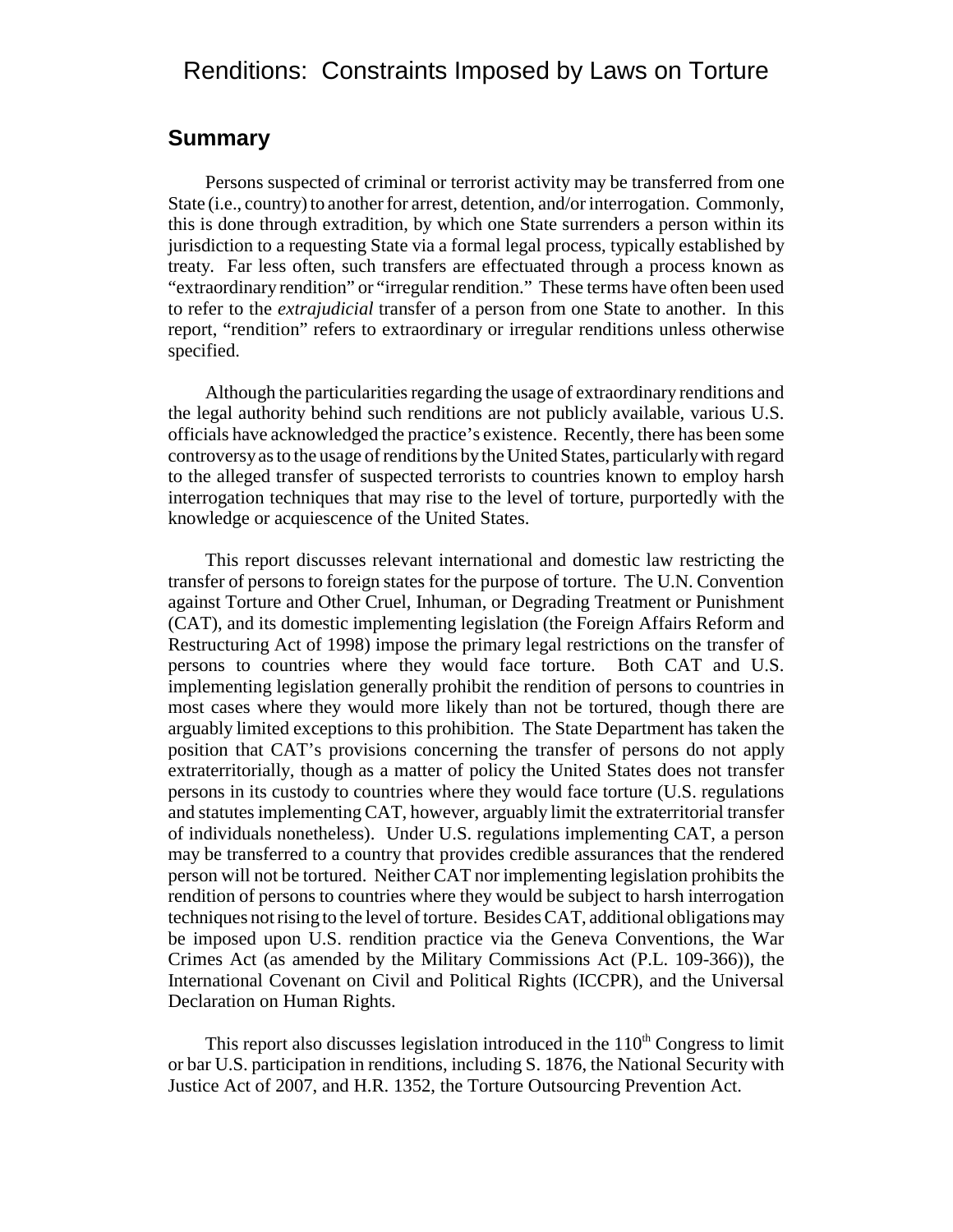# Renditions: Constraints Imposed by Laws on Torture

## Summary

Persons suspected of criminal or terrorist activity may be transferred from one State (i.e., country) to another for arrest, detention, and/or interrogation. Commonly, this is done through extradition, by which one State surrenders a person within its jurisdiction to a requesting State via a formal legal process, typically established by treaty. Far less often, such transfers are effectuated through a process known as "extraordinary rendition" or "irregular rendition." These terms have often been used to refer to the *extrajudicial* transfer of a person from one State to another. In this report, "rendition" refers to extraordinary or irregular renditions unless otherwise specified.

Although the particularities regarding the usage of extraordinary renditions and the legal authority behind such renditions are not publicly available, various U.S. officials have acknowledged the practice's existence. Recently, there has been some controversy as to the usage of renditions by the United States, particularly with regard to the alleged transfer of suspected terrorists to countries known to employ harsh interrogation techniques that may rise to the level of torture, purportedly with the knowledge or acquiescence of the United States.

This report discusses relevant international and domestic law restricting the transfer of persons to foreign states for the purpose of torture. The U.N. Convention against Torture and Other Cruel, Inhuman, or Degrading Treatment or Punishment (CAT), and its domestic implementing legislation (the Foreign Affairs Reform and Restructuring Act of 1998) impose the primary legal restrictions on the transfer of persons to countries where they would face torture. Both CAT and U.S. implementing legislation generally prohibit the rendition of persons to countries in most cases where they would more likely than not be tortured, though there are arguably limited exceptions to this prohibition. The State Department has taken the position that CAT's provisions concerning the transfer of persons do not apply extraterritorially, though as a matter of policy the United States does not transfer persons in its custody to countries where they would face torture (U.S. regulations and statutes implementing CAT, however, arguably limit the extraterritorial transfer of individuals nonetheless). Under U.S. regulations implementing CAT, a person may be transferred to a country that provides credible assurances that the rendered person will not be tortured. Neither CAT nor implementing legislation prohibits the rendition of persons to countries where they would be subject to harsh interrogation techniques not rising to the level of torture. Besides CAT, additional obligations may be imposed upon U.S. rendition practice via the Geneva Conventions, the War Crimes Act (as amended by the Military Commissions Act (P.L. 109-366)), the International Covenant on Civil and Political Rights (ICCPR), and the Universal Declaration on Human Rights.

This report also discusses legislation introduced in the 110th Congress to limit or bar U.S. participation in renditions, including S. 1876, the National Security with Justice Act of 2007, and H.R. 1352, the Torture Outsourcing Prevention Act.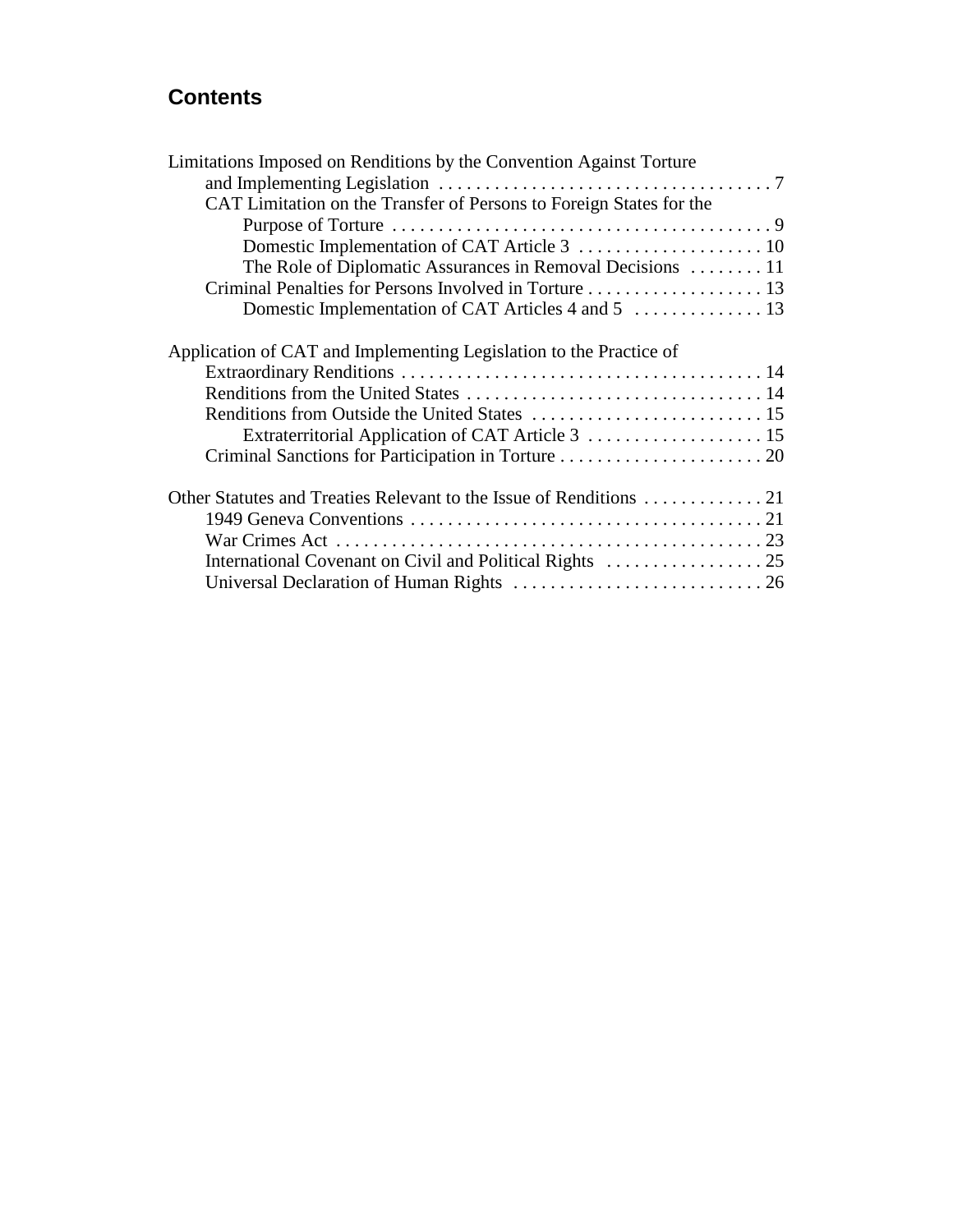## Contents

Limitations Imposed on Renditions by the Convention Against Torture and Implementing Legislation . . . . . 7
- CAT Limitation on the Transfer of Persons to Foreign States for the Purpose of Torture . . . . . 9
  - Domestic Implementation of CAT Article 3 . . . . . 10
  - The Role of Diplomatic Assurances in Removal Decisions . . . . . 11
- Criminal Penalties for Persons Involved in Torture . . . . . 13
  - Domestic Implementation of CAT Articles 4 and 5 . . . . . 13

Application of CAT and Implementing Legislation to the Practice of Extraordinary Renditions . . . . . 14
- Renditions from the United States . . . . . 14
- Renditions from Outside the United States . . . . . 15
  - Extraterritorial Application of CAT Article 3 . . . . . 15
- Criminal Sanctions for Participation in Torture . . . . . 20

Other Statutes and Treaties Relevant to the Issue of Renditions . . . . . 21
- 1949 Geneva Conventions . . . . . 21
- War Crimes Act . . . . . 23
- International Covenant on Civil and Political Rights . . . . . 25
- Universal Declaration of Human Rights . . . . . 26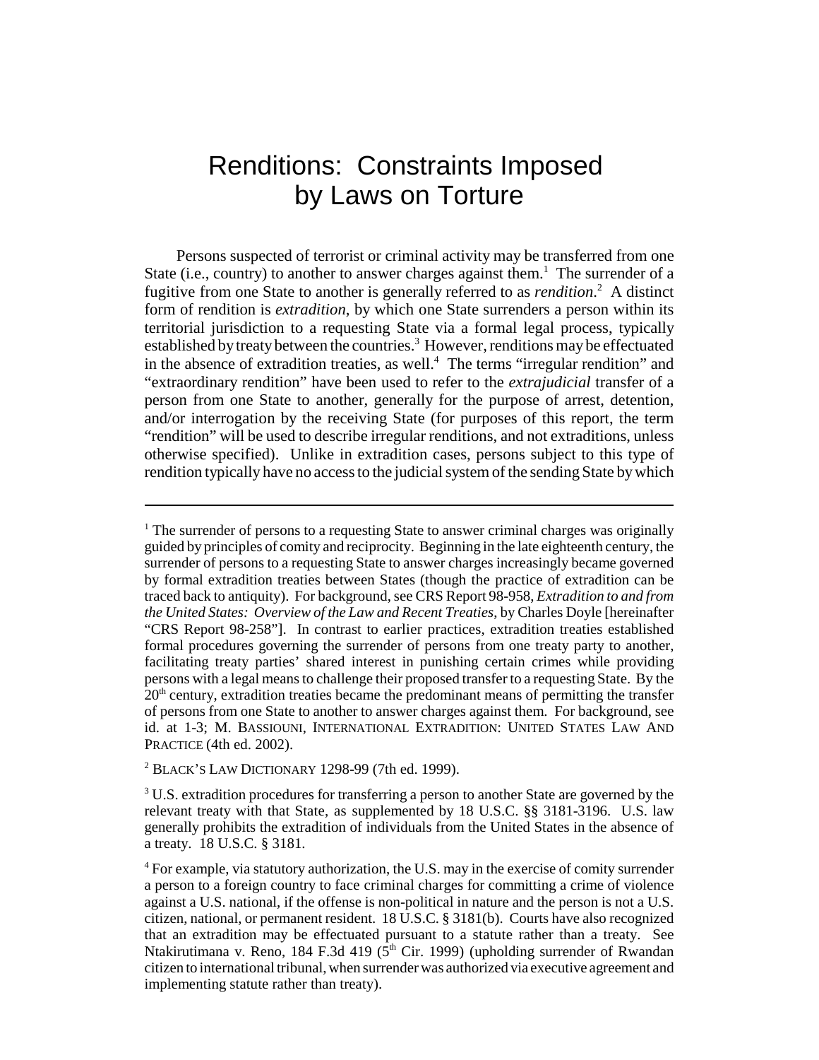# Renditions: Constraints Imposed by Laws on Torture

Persons suspected of terrorist or criminal activity may be transferred from one State (i.e., country) to another to answer charges against them.[1] The surrender of a fugitive from one State to another is generally referred to as *rendition*.[2] A distinct form of rendition is *extradition*, by which one State surrenders a person within its territorial jurisdiction to a requesting State via a formal legal process, typically established by treaty between the countries.[3] However, renditions may be effectuated in the absence of extradition treaties, as well.[4] The terms "irregular rendition" and "extraordinary rendition" have been used to refer to the *extrajudicial* transfer of a person from one State to another, generally for the purpose of arrest, detention, and/or interrogation by the receiving State (for purposes of this report, the term "rendition" will be used to describe irregular renditions, and not extraditions, unless otherwise specified). Unlike in extradition cases, persons subject to this type of rendition typically have no access to the judicial system of the sending State by which

---

[1] The surrender of persons to a requesting State to answer criminal charges was originally guided by principles of comity and reciprocity. Beginning in the late eighteenth century, the surrender of persons to a requesting State to answer charges increasingly became governed by formal extradition treaties between States (though the practice of extradition can be traced back to antiquity). For background, see CRS Report 98-958, *Extradition to and from the United States: Overview of the Law and Recent Treaties*, by Charles Doyle [hereinafter "CRS Report 98-258"]. In contrast to earlier practices, extradition treaties established formal procedures governing the surrender of persons from one treaty party to another, facilitating treaty parties' shared interest in punishing certain crimes while providing persons with a legal means to challenge their proposed transfer to a requesting State. By the 20th century, extradition treaties became the predominant means of permitting the transfer of persons from one State to another to answer charges against them. For background, see id. at 1-3; M. BASSIOUNI, INTERNATIONAL EXTRADITION: UNITED STATES LAW AND PRACTICE (4th ed. 2002).

[2] BLACK'S LAW DICTIONARY 1298-99 (7th ed. 1999).

[3] U.S. extradition procedures for transferring a person to another State are governed by the relevant treaty with that State, as supplemented by 18 U.S.C. §§ 3181-3196. U.S. law generally prohibits the extradition of individuals from the United States in the absence of a treaty. 18 U.S.C. § 3181.

[4] For example, via statutory authorization, the U.S. may in the exercise of comity surrender a person to a foreign country to face criminal charges for committing a crime of violence against a U.S. national, if the offense is non-political in nature and the person is not a U.S. citizen, national, or permanent resident. 18 U.S.C. § 3181(b). Courts have also recognized that an extradition may be effectuated pursuant to a statute rather than a treaty. See Ntakirutimana v. Reno, 184 F.3d 419 (5th Cir. 1999) (upholding surrender of Rwandan citizen to international tribunal, when surrender was authorized via executive agreement and implementing statute rather than treaty).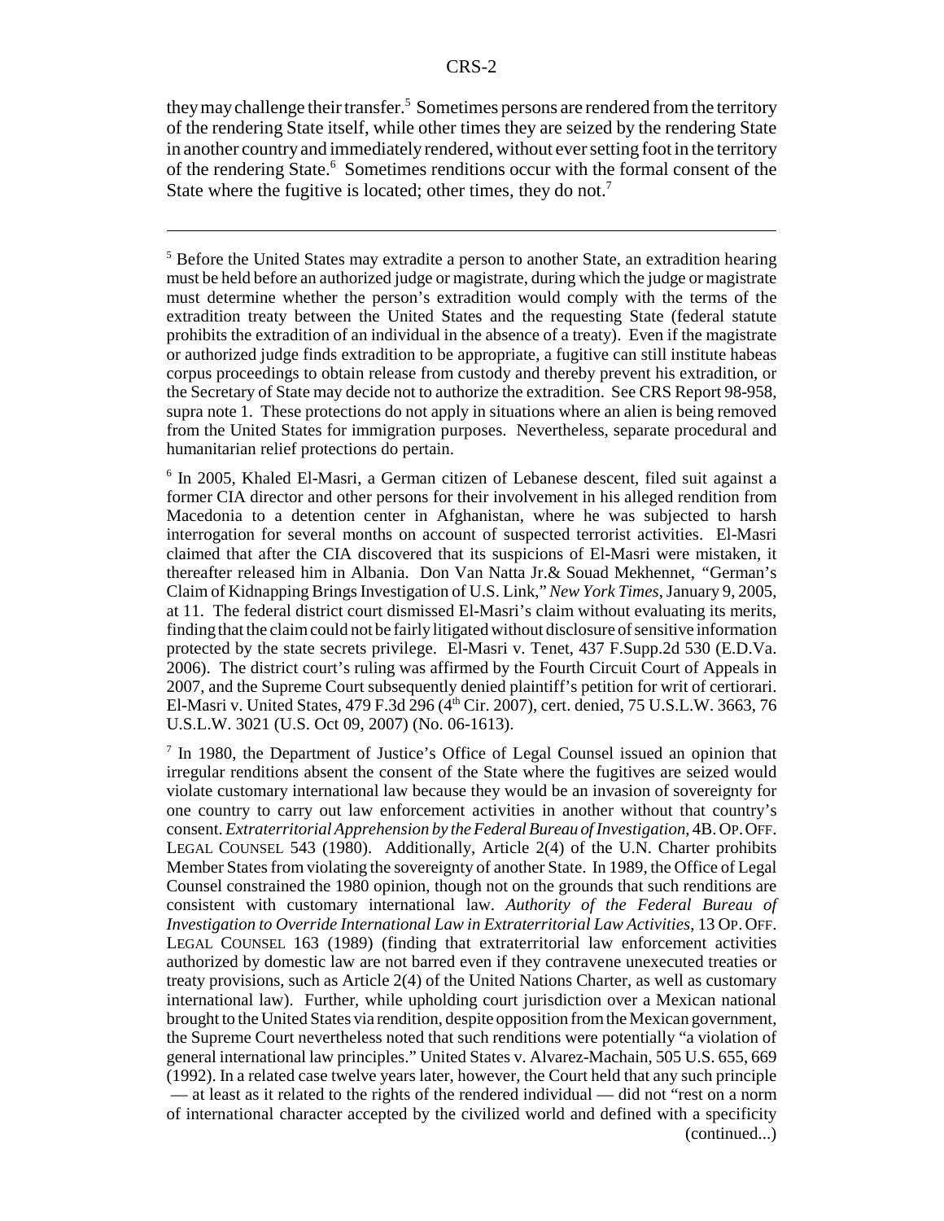they may challenge their transfer.[5] Sometimes persons are rendered from the territory of the rendering State itself, while other times they are seized by the rendering State in another country and immediately rendered, without ever setting foot in the territory of the rendering State.[6] Sometimes renditions occur with the formal consent of the State where the fugitive is located; other times, they do not.[7]

---

[5] Before the United States may extradite a person to another State, an extradition hearing must be held before an authorized judge or magistrate, during which the judge or magistrate must determine whether the person's extradition would comply with the terms of the extradition treaty between the United States and the requesting State (federal statute prohibits the extradition of an individual in the absence of a treaty). Even if the magistrate or authorized judge finds extradition to be appropriate, a fugitive can still institute habeas corpus proceedings to obtain release from custody and thereby prevent his extradition, or the Secretary of State may decide not to authorize the extradition. See CRS Report 98-958, supra note 1. These protections do not apply in situations where an alien is being removed from the United States for immigration purposes. Nevertheless, separate procedural and humanitarian relief protections do pertain.

[6] In 2005, Khaled El-Masri, a German citizen of Lebanese descent, filed suit against a former CIA director and other persons for their involvement in his alleged rendition from Macedonia to a detention center in Afghanistan, where he was subjected to harsh interrogation for several months on account of suspected terrorist activities. El-Masri claimed that after the CIA discovered that its suspicions of El-Masri were mistaken, it thereafter released him in Albania. Don Van Natta Jr.& Souad Mekhennet, "German's Claim of Kidnapping Brings Investigation of U.S. Link," *New York Times*, January 9, 2005, at 11. The federal district court dismissed El-Masri's claim without evaluating its merits, finding that the claim could not be fairly litigated without disclosure of sensitive information protected by the state secrets privilege. El-Masri v. Tenet, 437 F.Supp.2d 530 (E.D.Va. 2006). The district court's ruling was affirmed by the Fourth Circuit Court of Appeals in 2007, and the Supreme Court subsequently denied plaintiff's petition for writ of certiorari. El-Masri v. United States, 479 F.3d 296 (4th Cir. 2007), cert. denied, 75 U.S.L.W. 3663, 76 U.S.L.W. 3021 (U.S. Oct 09, 2007) (No. 06-1613).

[7] In 1980, the Department of Justice's Office of Legal Counsel issued an opinion that irregular renditions absent the consent of the State where the fugitives are seized would violate customary international law because they would be an invasion of sovereignty for one country to carry out law enforcement activities in another without that country's consent. *Extraterritorial Apprehension by the Federal Bureau of Investigation*, 4B. OP. OFF. LEGAL COUNSEL 543 (1980). Additionally, Article 2(4) of the U.N. Charter prohibits Member States from violating the sovereignty of another State. In 1989, the Office of Legal Counsel constrained the 1980 opinion, though not on the grounds that such renditions are consistent with customary international law. *Authority of the Federal Bureau of Investigation to Override International Law in Extraterritorial Law Activities*, 13 OP. OFF. LEGAL COUNSEL 163 (1989) (finding that extraterritorial law enforcement activities authorized by domestic law are not barred even if they contravene unexecuted treaties or treaty provisions, such as Article 2(4) of the United Nations Charter, as well as customary international law). Further, while upholding court jurisdiction over a Mexican national brought to the United States via rendition, despite opposition from the Mexican government, the Supreme Court nevertheless noted that such renditions were potentially "a violation of general international law principles." United States v. Alvarez-Machain, 505 U.S. 655, 669 (1992). In a related case twelve years later, however, the Court held that any such principle — at least as it related to the rights of the rendered individual — did not "rest on a norm of international character accepted by the civilized world and defined with a specificity (continued...)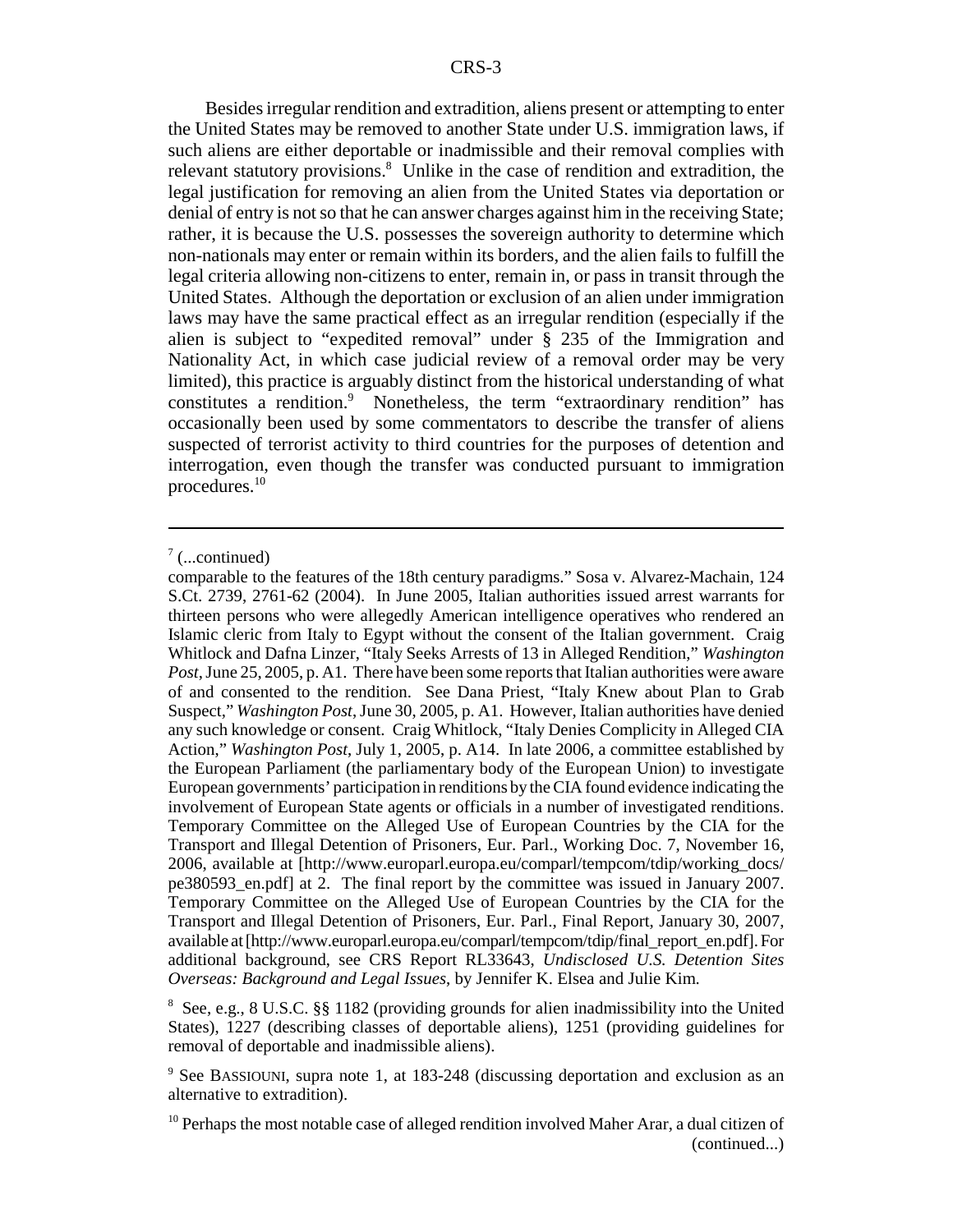Besides irregular rendition and extradition, aliens present or attempting to enter the United States may be removed to another State under U.S. immigration laws, if such aliens are either deportable or inadmissible and their removal complies with relevant statutory provisions.[8] Unlike in the case of rendition and extradition, the legal justification for removing an alien from the United States via deportation or denial of entry is not so that he can answer charges against him in the receiving State; rather, it is because the U.S. possesses the sovereign authority to determine which non-nationals may enter or remain within its borders, and the alien fails to fulfill the legal criteria allowing non-citizens to enter, remain in, or pass in transit through the United States. Although the deportation or exclusion of an alien under immigration laws may have the same practical effect as an irregular rendition (especially if the alien is subject to "expedited removal" under § 235 of the Immigration and Nationality Act, in which case judicial review of a removal order may be very limited), this practice is arguably distinct from the historical understanding of what constitutes a rendition.[9] Nonetheless, the term "extraordinary rendition" has occasionally been used by some commentators to describe the transfer of aliens suspected of terrorist activity to third countries for the purposes of detention and interrogation, even though the transfer was conducted pursuant to immigration procedures.[10]

---

[7] (...continued)

comparable to the features of the 18th century paradigms." Sosa v. Alvarez-Machain, 124 S.Ct. 2739, 2761-62 (2004). In June 2005, Italian authorities issued arrest warrants for thirteen persons who were allegedly American intelligence operatives who rendered an Islamic cleric from Italy to Egypt without the consent of the Italian government. Craig Whitlock and Dafna Linzer, "Italy Seeks Arrests of 13 in Alleged Rendition," *Washington Post*, June 25, 2005, p. A1. There have been some reports that Italian authorities were aware of and consented to the rendition. See Dana Priest, "Italy Knew about Plan to Grab Suspect," *Washington Post*, June 30, 2005, p. A1. However, Italian authorities have denied any such knowledge or consent. Craig Whitlock, "Italy Denies Complicity in Alleged CIA Action," *Washington Post*, July 1, 2005, p. A14. In late 2006, a committee established by the European Parliament (the parliamentary body of the European Union) to investigate European governments' participation in renditions by the CIA found evidence indicating the involvement of European State agents or officials in a number of investigated renditions. Temporary Committee on the Alleged Use of European Countries by the CIA for the Transport and Illegal Detention of Prisoners, Eur. Parl., Working Doc. 7, November 16, 2006, available at [http://www.europarl.europa.eu/comparl/tempcom/tdip/working_docs/pe380593_en.pdf] at 2. The final report by the committee was issued in January 2007. Temporary Committee on the Alleged Use of European Countries by the CIA for the Transport and Illegal Detention of Prisoners, Eur. Parl., Final Report, January 30, 2007, available at [http://www.europarl.europa.eu/comparl/tempcom/tdip/final_report_en.pdf]. For additional background, see CRS Report RL33643, *Undisclosed U.S. Detention Sites Overseas: Background and Legal Issues*, by Jennifer K. Elsea and Julie Kim.

[8] See, e.g., 8 U.S.C. §§ 1182 (providing grounds for alien inadmissibility into the United States), 1227 (describing classes of deportable aliens), 1251 (providing guidelines for removal of deportable and inadmissible aliens).

[9] See BASSIOUNI, supra note 1, at 183-248 (discussing deportation and exclusion as an alternative to extradition).

[10] Perhaps the most notable case of alleged rendition involved Maher Arar, a dual citizen of (continued...)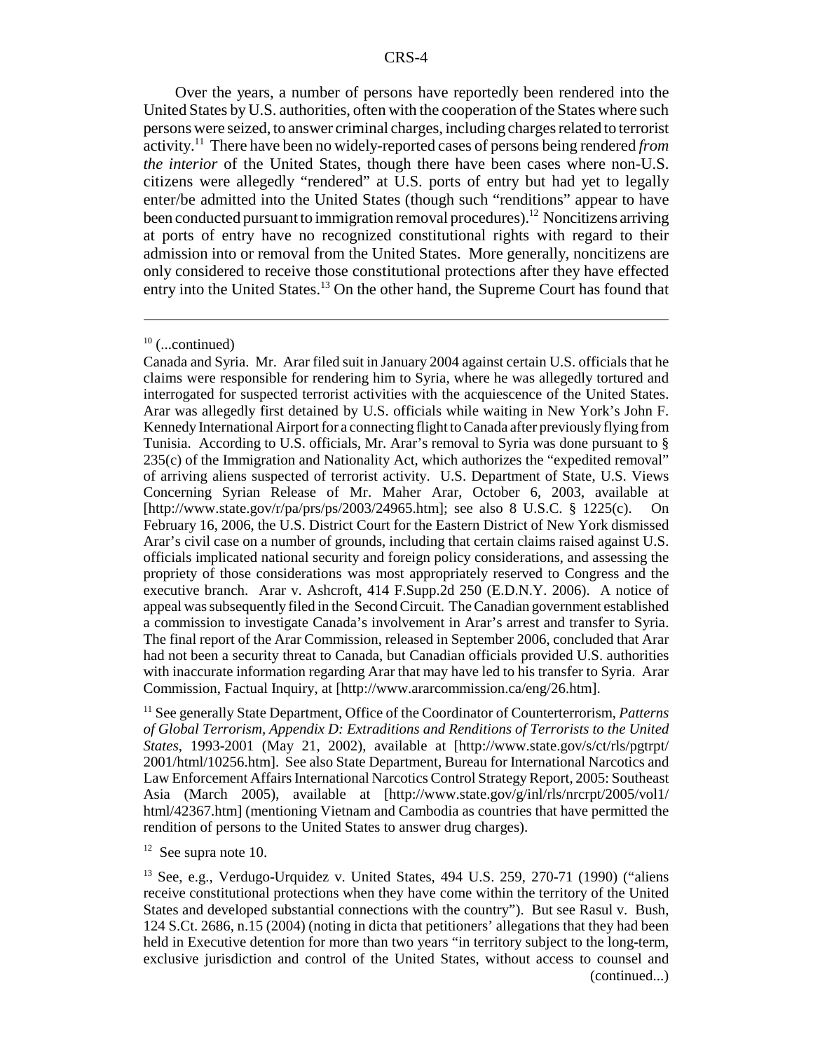Over the years, a number of persons have reportedly been rendered into the United States by U.S. authorities, often with the cooperation of the States where such persons were seized, to answer criminal charges, including charges related to terrorist activity.[11] There have been no widely-reported cases of persons being rendered *from the interior* of the United States, though there have been cases where non-U.S. citizens were allegedly "rendered" at U.S. ports of entry but had yet to legally enter/be admitted into the United States (though such "renditions" appear to have been conducted pursuant to immigration removal procedures).[12] Noncitizens arriving at ports of entry have no recognized constitutional rights with regard to their admission into or removal from the United States. More generally, noncitizens are only considered to receive those constitutional protections after they have effected entry into the United States.[13] On the other hand, the Supreme Court has found that

---

[10] (...continued)

Canada and Syria. Mr. Arar filed suit in January 2004 against certain U.S. officials that he claims were responsible for rendering him to Syria, where he was allegedly tortured and interrogated for suspected terrorist activities with the acquiescence of the United States. Arar was allegedly first detained by U.S. officials while waiting in New York's John F. Kennedy International Airport for a connecting flight to Canada after previously flying from Tunisia. According to U.S. officials, Mr. Arar's removal to Syria was done pursuant to § 235(c) of the Immigration and Nationality Act, which authorizes the "expedited removal" of arriving aliens suspected of terrorist activity. U.S. Department of State, U.S. Views Concerning Syrian Release of Mr. Maher Arar, October 6, 2003, available at [http://www.state.gov/r/pa/prs/ps/2003/24965.htm]; see also 8 U.S.C. § 1225(c). On February 16, 2006, the U.S. District Court for the Eastern District of New York dismissed Arar's civil case on a number of grounds, including that certain claims raised against U.S. officials implicated national security and foreign policy considerations, and assessing the propriety of those considerations was most appropriately reserved to Congress and the executive branch. Arar v. Ashcroft, 414 F.Supp.2d 250 (E.D.N.Y. 2006). A notice of appeal was subsequently filed in the Second Circuit. The Canadian government established a commission to investigate Canada's involvement in Arar's arrest and transfer to Syria. The final report of the Arar Commission, released in September 2006, concluded that Arar had not been a security threat to Canada, but Canadian officials provided U.S. authorities with inaccurate information regarding Arar that may have led to his transfer to Syria. Arar Commission, Factual Inquiry, at [http://www.ararcommission.ca/eng/26.htm].

[11] See generally State Department, Office of the Coordinator of Counterterrorism, *Patterns of Global Terrorism, Appendix D: Extraditions and Renditions of Terrorists to the United States*, 1993-2001 (May 21, 2002), available at [http://www.state.gov/s/ct/rls/pgtrpt/2001/html/10256.htm]. See also State Department, Bureau for International Narcotics and Law Enforcement Affairs International Narcotics Control Strategy Report, 2005: Southeast Asia (March 2005), available at [http://www.state.gov/g/inl/rls/nrcrpt/2005/vol1/html/42367.htm] (mentioning Vietnam and Cambodia as countries that have permitted the rendition of persons to the United States to answer drug charges).

[12] See supra note 10.

[13] See, e.g., Verdugo-Urquidez v. United States, 494 U.S. 259, 270-71 (1990) ("aliens receive constitutional protections when they have come within the territory of the United States and developed substantial connections with the country"). But see Rasul v. Bush, 124 S.Ct. 2686, n.15 (2004) (noting in dicta that petitioners' allegations that they had been held in Executive detention for more than two years "in territory subject to the long-term, exclusive jurisdiction and control of the United States, without access to counsel and (continued...)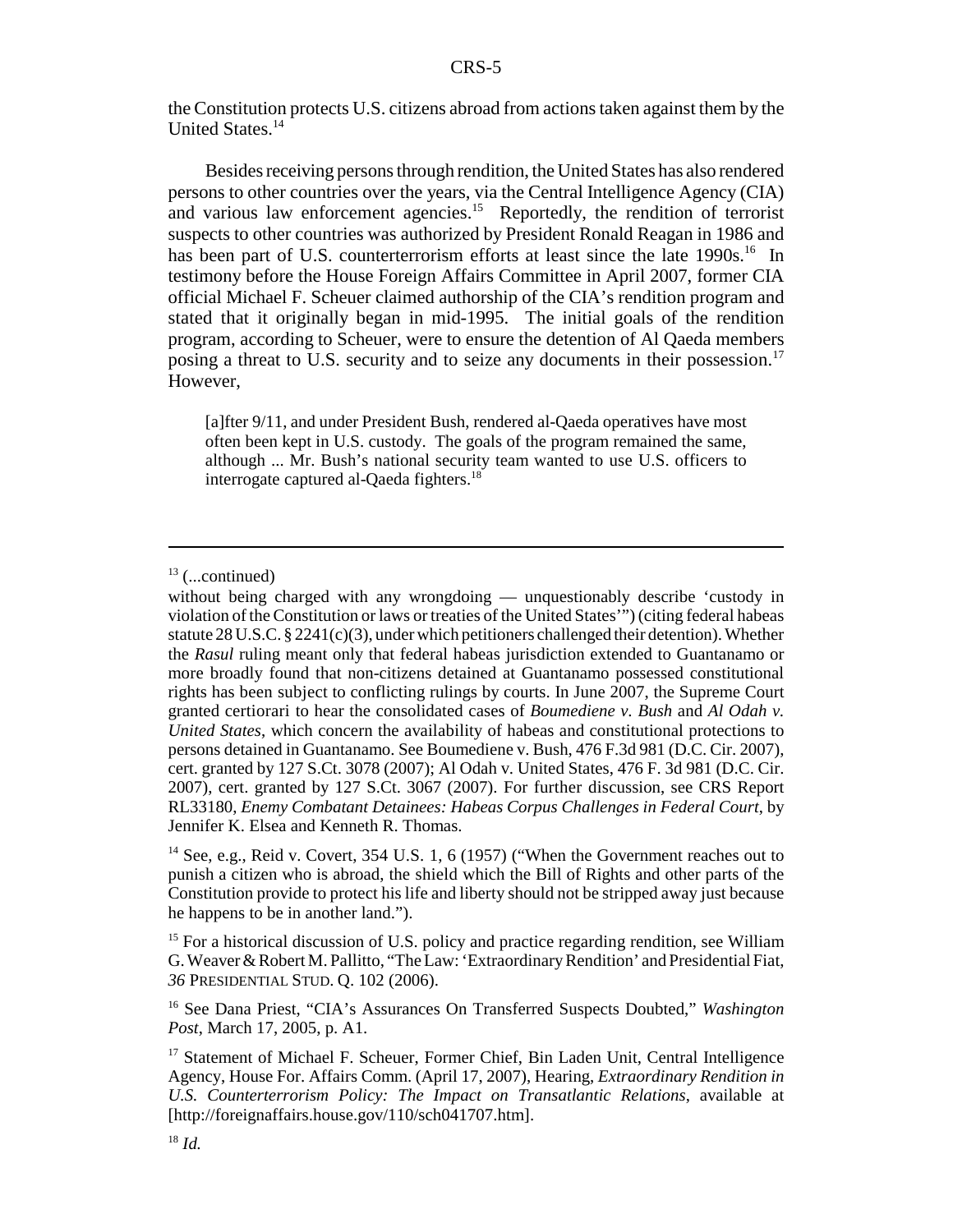the Constitution protects U.S. citizens abroad from actions taken against them by the United States.[14]

Besides receiving persons through rendition, the United States has also rendered persons to other countries over the years, via the Central Intelligence Agency (CIA) and various law enforcement agencies.[15] Reportedly, the rendition of terrorist suspects to other countries was authorized by President Ronald Reagan in 1986 and has been part of U.S. counterterrorism efforts at least since the late 1990s.[16] In testimony before the House Foreign Affairs Committee in April 2007, former CIA official Michael F. Scheuer claimed authorship of the CIA's rendition program and stated that it originally began in mid-1995. The initial goals of the rendition program, according to Scheuer, were to ensure the detention of Al Qaeda members posing a threat to U.S. security and to seize any documents in their possession.[17] However,

> [a]fter 9/11, and under President Bush, rendered al-Qaeda operatives have most often been kept in U.S. custody. The goals of the program remained the same, although ... Mr. Bush's national security team wanted to use U.S. officers to interrogate captured al-Qaeda fighters.[18]

---

[13] (...continued)

without being charged with any wrongdoing — unquestionably describe 'custody in violation of the Constitution or laws or treaties of the United States'") (citing federal habeas statute 28 U.S.C. § 2241(c)(3), under which petitioners challenged their detention). Whether the *Rasul* ruling meant only that federal habeas jurisdiction extended to Guantanamo or more broadly found that non-citizens detained at Guantanamo possessed constitutional rights has been subject to conflicting rulings by courts. In June 2007, the Supreme Court granted certiorari to hear the consolidated cases of *Boumediene v. Bush* and *Al Odah v. United States*, which concern the availability of habeas and constitutional protections to persons detained in Guantanamo. See Boumediene v. Bush, 476 F.3d 981 (D.C. Cir. 2007), cert. granted by 127 S.Ct. 3078 (2007); Al Odah v. United States, 476 F. 3d 981 (D.C. Cir. 2007), cert. granted by 127 S.Ct. 3067 (2007). For further discussion, see CRS Report RL33180, *Enemy Combatant Detainees: Habeas Corpus Challenges in Federal Court*, by Jennifer K. Elsea and Kenneth R. Thomas.

[14] See, e.g., Reid v. Covert, 354 U.S. 1, 6 (1957) ("When the Government reaches out to punish a citizen who is abroad, the shield which the Bill of Rights and other parts of the Constitution provide to protect his life and liberty should not be stripped away just because he happens to be in another land.").

[15] For a historical discussion of U.S. policy and practice regarding rendition, see William G. Weaver & Robert M. Pallitto, "The Law: 'Extraordinary Rendition' and Presidential Fiat, *36* PRESIDENTIAL STUD. Q. 102 (2006).

[16] See Dana Priest, "CIA's Assurances On Transferred Suspects Doubted," *Washington Post*, March 17, 2005, p. A1.

[17] Statement of Michael F. Scheuer, Former Chief, Bin Laden Unit, Central Intelligence Agency, House For. Affairs Comm. (April 17, 2007), Hearing, *Extraordinary Rendition in U.S. Counterterrorism Policy: The Impact on Transatlantic Relations*, available at [http://foreignaffairs.house.gov/110/sch041707.htm].

[18] *Id.*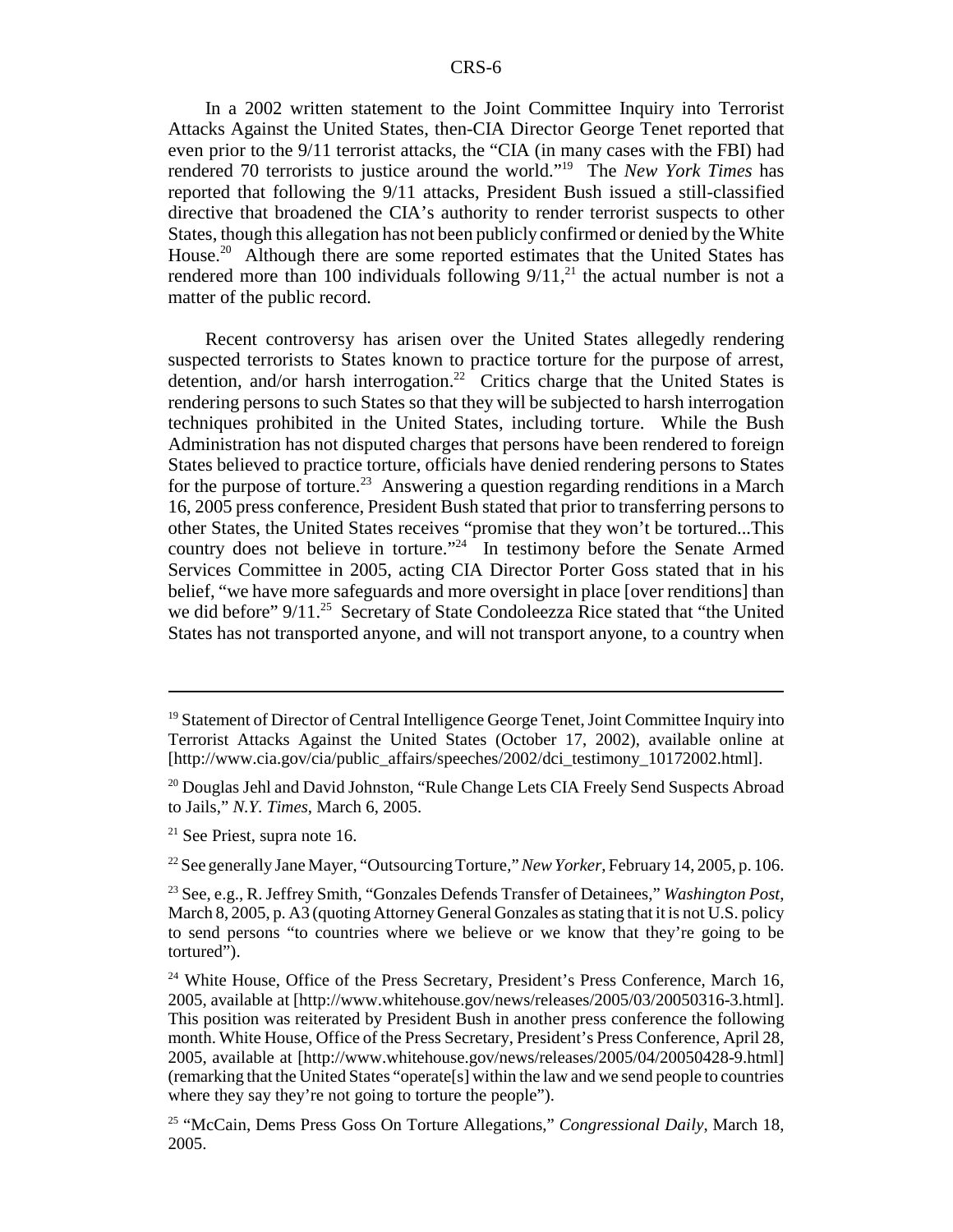In a 2002 written statement to the Joint Committee Inquiry into Terrorist Attacks Against the United States, then-CIA Director George Tenet reported that even prior to the 9/11 terrorist attacks, the "CIA (in many cases with the FBI) had rendered 70 terrorists to justice around the world."[19] The *New York Times* has reported that following the 9/11 attacks, President Bush issued a still-classified directive that broadened the CIA's authority to render terrorist suspects to other States, though this allegation has not been publicly confirmed or denied by the White House.[20] Although there are some reported estimates that the United States has rendered more than 100 individuals following 9/11,[21] the actual number is not a matter of the public record.

Recent controversy has arisen over the United States allegedly rendering suspected terrorists to States known to practice torture for the purpose of arrest, detention, and/or harsh interrogation.[22] Critics charge that the United States is rendering persons to such States so that they will be subjected to harsh interrogation techniques prohibited in the United States, including torture. While the Bush Administration has not disputed charges that persons have been rendered to foreign States believed to practice torture, officials have denied rendering persons to States for the purpose of torture.[23] Answering a question regarding renditions in a March 16, 2005 press conference, President Bush stated that prior to transferring persons to other States, the United States receives "promise that they won't be tortured...This country does not believe in torture."[24] In testimony before the Senate Armed Services Committee in 2005, acting CIA Director Porter Goss stated that in his belief, "we have more safeguards and more oversight in place [over renditions] than we did before" 9/11.[25] Secretary of State Condoleezza Rice stated that "the United States has not transported anyone, and will not transport anyone, to a country when

---

[19] Statement of Director of Central Intelligence George Tenet, Joint Committee Inquiry into Terrorist Attacks Against the United States (October 17, 2002), available online at [http://www.cia.gov/cia/public_affairs/speeches/2002/dci_testimony_10172002.html].

[20] Douglas Jehl and David Johnston, "Rule Change Lets CIA Freely Send Suspects Abroad to Jails," *N.Y. Times*, March 6, 2005.

[21] See Priest, supra note 16.

[22] See generally Jane Mayer, "Outsourcing Torture," *New Yorker*, February 14, 2005, p. 106.

[23] See, e.g., R. Jeffrey Smith, "Gonzales Defends Transfer of Detainees," *Washington Post*, March 8, 2005, p. A3 (quoting Attorney General Gonzales as stating that it is not U.S. policy to send persons "to countries where we believe or we know that they're going to be tortured").

[24] White House, Office of the Press Secretary, President's Press Conference, March 16, 2005, available at [http://www.whitehouse.gov/news/releases/2005/03/20050316-3.html]. This position was reiterated by President Bush in another press conference the following month. White House, Office of the Press Secretary, President's Press Conference, April 28, 2005, available at [http://www.whitehouse.gov/news/releases/2005/04/20050428-9.html] (remarking that the United States "operate[s] within the law and we send people to countries where they say they're not going to torture the people").

[25] "McCain, Dems Press Goss On Torture Allegations," *Congressional Daily*, March 18, 2005.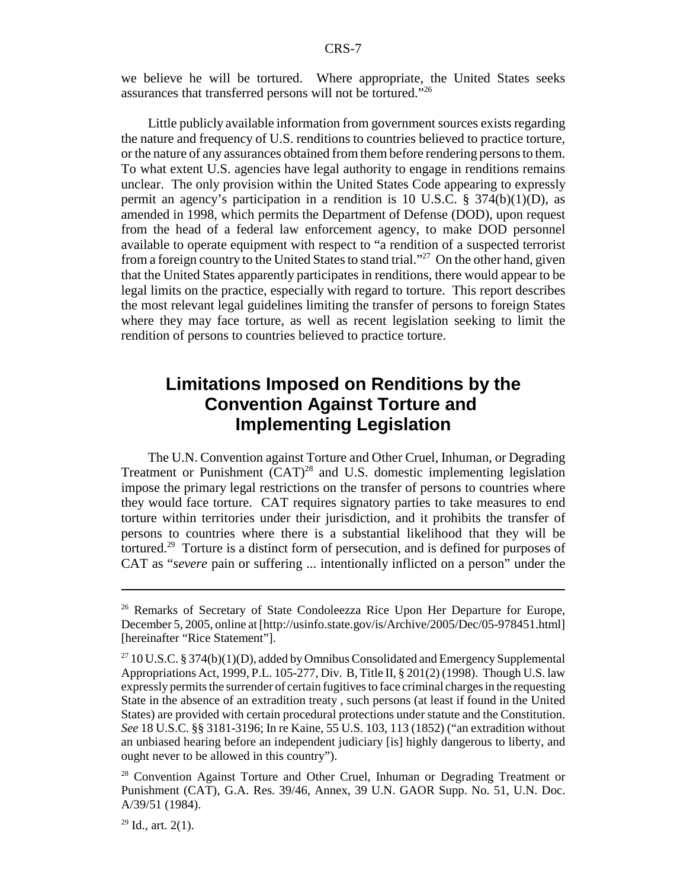we believe he will be tortured. Where appropriate, the United States seeks assurances that transferred persons will not be tortured."[26]

Little publicly available information from government sources exists regarding the nature and frequency of U.S. renditions to countries believed to practice torture, or the nature of any assurances obtained from them before rendering persons to them. To what extent U.S. agencies have legal authority to engage in renditions remains unclear. The only provision within the United States Code appearing to expressly permit an agency's participation in a rendition is 10 U.S.C. § 374(b)(1)(D), as amended in 1998, which permits the Department of Defense (DOD), upon request from the head of a federal law enforcement agency, to make DOD personnel available to operate equipment with respect to "a rendition of a suspected terrorist from a foreign country to the United States to stand trial."[27] On the other hand, given that the United States apparently participates in renditions, there would appear to be legal limits on the practice, especially with regard to torture. This report describes the most relevant legal guidelines limiting the transfer of persons to foreign States where they may face torture, as well as recent legislation seeking to limit the rendition of persons to countries believed to practice torture.

## Limitations Imposed on Renditions by the Convention Against Torture and Implementing Legislation

The U.N. Convention against Torture and Other Cruel, Inhuman, or Degrading Treatment or Punishment (CAT)[28] and U.S. domestic implementing legislation impose the primary legal restrictions on the transfer of persons to countries where they would face torture. CAT requires signatory parties to take measures to end torture within territories under their jurisdiction, and it prohibits the transfer of persons to countries where there is a substantial likelihood that they will be tortured.[29] Torture is a distinct form of persecution, and is defined for purposes of CAT as "*severe* pain or suffering ... intentionally inflicted on a person" under the

---

[26] Remarks of Secretary of State Condoleezza Rice Upon Her Departure for Europe, December 5, 2005, online at [http://usinfo.state.gov/is/Archive/2005/Dec/05-978451.html] [hereinafter "Rice Statement"].

[27] 10 U.S.C. § 374(b)(1)(D), added by Omnibus Consolidated and Emergency Supplemental Appropriations Act, 1999, P.L. 105-277, Div. B, Title II, § 201(2) (1998). Though U.S. law expressly permits the surrender of certain fugitives to face criminal charges in the requesting State in the absence of an extradition treaty , such persons (at least if found in the United States) are provided with certain procedural protections under statute and the Constitution. *See* 18 U.S.C. §§ 3181-3196; In re Kaine, 55 U.S. 103, 113 (1852) ("an extradition without an unbiased hearing before an independent judiciary [is] highly dangerous to liberty, and ought never to be allowed in this country").

[28] Convention Against Torture and Other Cruel, Inhuman or Degrading Treatment or Punishment (CAT), G.A. Res. 39/46, Annex, 39 U.N. GAOR Supp. No. 51, U.N. Doc. A/39/51 (1984).

[29] Id., art. 2(1).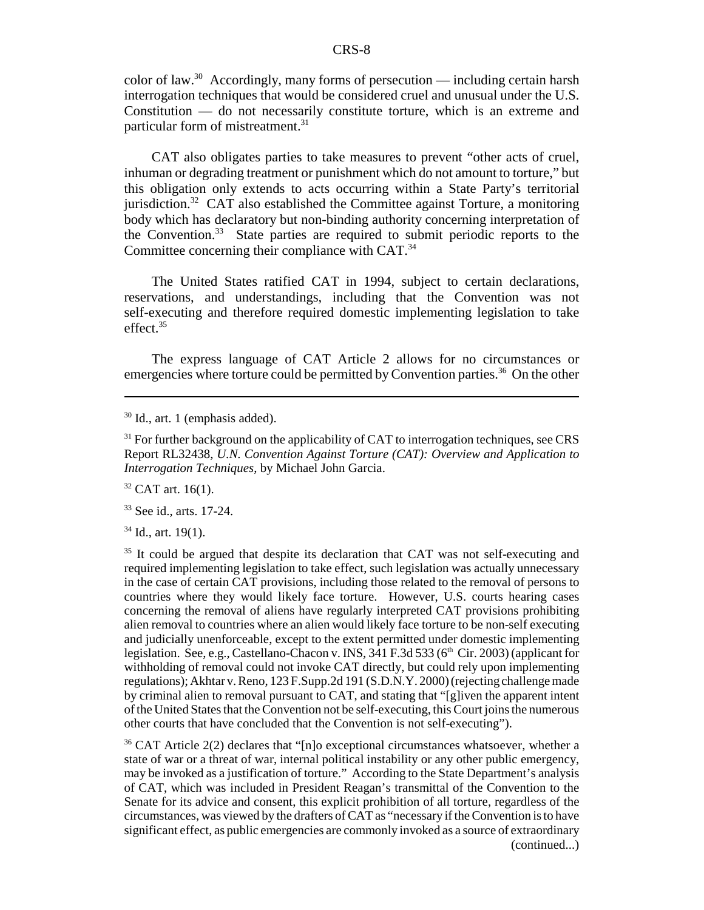color of law.[30] Accordingly, many forms of persecution — including certain harsh interrogation techniques that would be considered cruel and unusual under the U.S. Constitution — do not necessarily constitute torture, which is an extreme and particular form of mistreatment.[31]

CAT also obligates parties to take measures to prevent "other acts of cruel, inhuman or degrading treatment or punishment which do not amount to torture," but this obligation only extends to acts occurring within a State Party's territorial jurisdiction.[32] CAT also established the Committee against Torture, a monitoring body which has declaratory but non-binding authority concerning interpretation of the Convention.[33] State parties are required to submit periodic reports to the Committee concerning their compliance with CAT.[34]

The United States ratified CAT in 1994, subject to certain declarations, reservations, and understandings, including that the Convention was not self-executing and therefore required domestic implementing legislation to take effect.[35]

The express language of CAT Article 2 allows for no circumstances or emergencies where torture could be permitted by Convention parties.[36] On the other

---

[30] Id., art. 1 (emphasis added).

[31] For further background on the applicability of CAT to interrogation techniques, see CRS Report RL32438, *U.N. Convention Against Torture (CAT): Overview and Application to Interrogation Techniques*, by Michael John Garcia.

[32] CAT art. 16(1).

[33] See id., arts. 17-24.

[34] Id., art. 19(1).

[35] It could be argued that despite its declaration that CAT was not self-executing and required implementing legislation to take effect, such legislation was actually unnecessary in the case of certain CAT provisions, including those related to the removal of persons to countries where they would likely face torture. However, U.S. courts hearing cases concerning the removal of aliens have regularly interpreted CAT provisions prohibiting alien removal to countries where an alien would likely face torture to be non-self executing and judicially unenforceable, except to the extent permitted under domestic implementing legislation. See, e.g., Castellano-Chacon v. INS, 341 F.3d 533 (6th Cir. 2003) (applicant for withholding of removal could not invoke CAT directly, but could rely upon implementing regulations); Akhtar v. Reno, 123 F.Supp.2d 191 (S.D.N.Y. 2000) (rejecting challenge made by criminal alien to removal pursuant to CAT, and stating that "[g]iven the apparent intent of the United States that the Convention not be self-executing, this Court joins the numerous other courts that have concluded that the Convention is not self-executing").

[36] CAT Article 2(2) declares that "[n]o exceptional circumstances whatsoever, whether a state of war or a threat of war, internal political instability or any other public emergency, may be invoked as a justification of torture." According to the State Department's analysis of CAT, which was included in President Reagan's transmittal of the Convention to the Senate for its advice and consent, this explicit prohibition of all torture, regardless of the circumstances, was viewed by the drafters of CAT as "necessary if the Convention is to have significant effect, as public emergencies are commonly invoked as a source of extraordinary (continued...)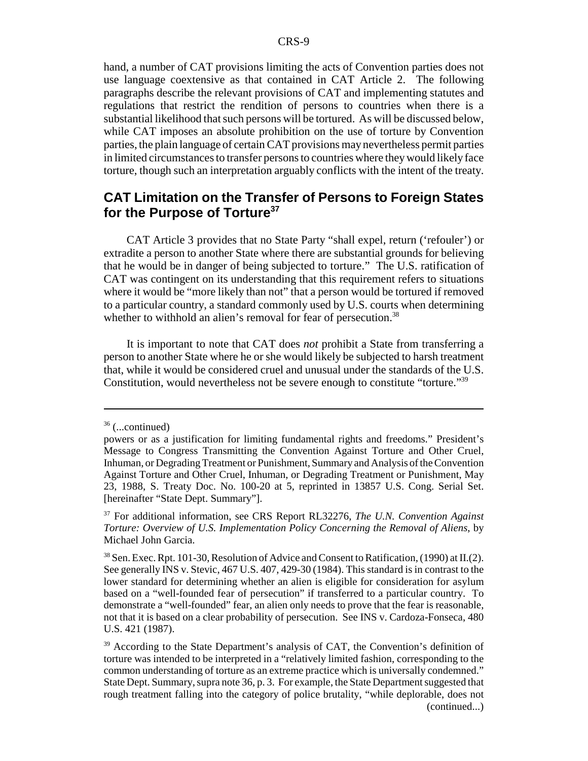hand, a number of CAT provisions limiting the acts of Convention parties does not use language coextensive as that contained in CAT Article 2. The following paragraphs describe the relevant provisions of CAT and implementing statutes and regulations that restrict the rendition of persons to countries when there is a substantial likelihood that such persons will be tortured. As will be discussed below, while CAT imposes an absolute prohibition on the use of torture by Convention parties, the plain language of certain CAT provisions may nevertheless permit parties in limited circumstances to transfer persons to countries where they would likely face torture, though such an interpretation arguably conflicts with the intent of the treaty.

## CAT Limitation on the Transfer of Persons to Foreign States for the Purpose of Torture[37]

CAT Article 3 provides that no State Party "shall expel, return ('refouler') or extradite a person to another State where there are substantial grounds for believing that he would be in danger of being subjected to torture." The U.S. ratification of CAT was contingent on its understanding that this requirement refers to situations where it would be "more likely than not" that a person would be tortured if removed to a particular country, a standard commonly used by U.S. courts when determining whether to withhold an alien's removal for fear of persecution.[38]

It is important to note that CAT does *not* prohibit a State from transferring a person to another State where he or she would likely be subjected to harsh treatment that, while it would be considered cruel and unusual under the standards of the U.S. Constitution, would nevertheless not be severe enough to constitute "torture."[39]

---

[36] (...continued)

powers or as a justification for limiting fundamental rights and freedoms." President's Message to Congress Transmitting the Convention Against Torture and Other Cruel, Inhuman, or Degrading Treatment or Punishment, Summary and Analysis of the Convention Against Torture and Other Cruel, Inhuman, or Degrading Treatment or Punishment, May 23, 1988, S. Treaty Doc. No. 100-20 at 5, reprinted in 13857 U.S. Cong. Serial Set. [hereinafter "State Dept. Summary"].

[37] For additional information, see CRS Report RL32276, *The U.N. Convention Against Torture: Overview of U.S. Implementation Policy Concerning the Removal of Aliens*, by Michael John Garcia.

[38] Sen. Exec. Rpt. 101-30, Resolution of Advice and Consent to Ratification, (1990) at II.(2). See generally INS v. Stevic, 467 U.S. 407, 429-30 (1984). This standard is in contrast to the lower standard for determining whether an alien is eligible for consideration for asylum based on a "well-founded fear of persecution" if transferred to a particular country. To demonstrate a "well-founded" fear, an alien only needs to prove that the fear is reasonable, not that it is based on a clear probability of persecution. See INS v. Cardoza-Fonseca, 480 U.S. 421 (1987).

[39] According to the State Department's analysis of CAT, the Convention's definition of torture was intended to be interpreted in a "relatively limited fashion, corresponding to the common understanding of torture as an extreme practice which is universally condemned." State Dept. Summary, supra note 36, p. 3. For example, the State Department suggested that rough treatment falling into the category of police brutality, "while deplorable, does not (continued...)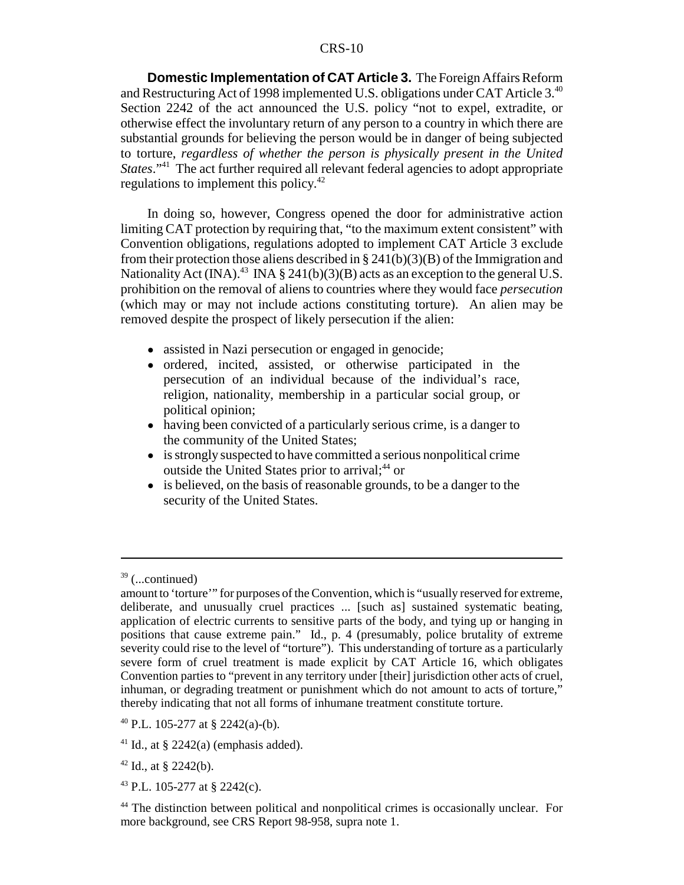**Domestic Implementation of CAT Article 3.** The Foreign Affairs Reform and Restructuring Act of 1998 implemented U.S. obligations under CAT Article 3.[40] Section 2242 of the act announced the U.S. policy "not to expel, extradite, or otherwise effect the involuntary return of any person to a country in which there are substantial grounds for believing the person would be in danger of being subjected to torture, *regardless of whether the person is physically present in the United States*."[41] The act further required all relevant federal agencies to adopt appropriate regulations to implement this policy.[42]

In doing so, however, Congress opened the door for administrative action limiting CAT protection by requiring that, "to the maximum extent consistent" with Convention obligations, regulations adopted to implement CAT Article 3 exclude from their protection those aliens described in § 241(b)(3)(B) of the Immigration and Nationality Act (INA).[43] INA § 241(b)(3)(B) acts as an exception to the general U.S. prohibition on the removal of aliens to countries where they would face *persecution* (which may or may not include actions constituting torture). An alien may be removed despite the prospect of likely persecution if the alien:

- assisted in Nazi persecution or engaged in genocide;
- ordered, incited, assisted, or otherwise participated in the persecution of an individual because of the individual's race, religion, nationality, membership in a particular social group, or political opinion;
- having been convicted of a particularly serious crime, is a danger to the community of the United States;
- is strongly suspected to have committed a serious nonpolitical crime outside the United States prior to arrival;[44] or
- is believed, on the basis of reasonable grounds, to be a danger to the security of the United States.

---

[39] (...continued)
amount to 'torture'" for purposes of the Convention, which is "usually reserved for extreme, deliberate, and unusually cruel practices ... [such as] sustained systematic beating, application of electric currents to sensitive parts of the body, and tying up or hanging in positions that cause extreme pain." Id., p. 4 (presumably, police brutality of extreme severity could rise to the level of "torture"). This understanding of torture as a particularly severe form of cruel treatment is made explicit by CAT Article 16, which obligates Convention parties to "prevent in any territory under [their] jurisdiction other acts of cruel, inhuman, or degrading treatment or punishment which do not amount to acts of torture," thereby indicating that not all forms of inhumane treatment constitute torture.

[40] P.L. 105-277 at § 2242(a)-(b).

[41] Id., at § 2242(a) (emphasis added).

[42] Id., at § 2242(b).

[43] P.L. 105-277 at § 2242(c).

[44] The distinction between political and nonpolitical crimes is occasionally unclear. For more background, see CRS Report 98-958, supra note 1.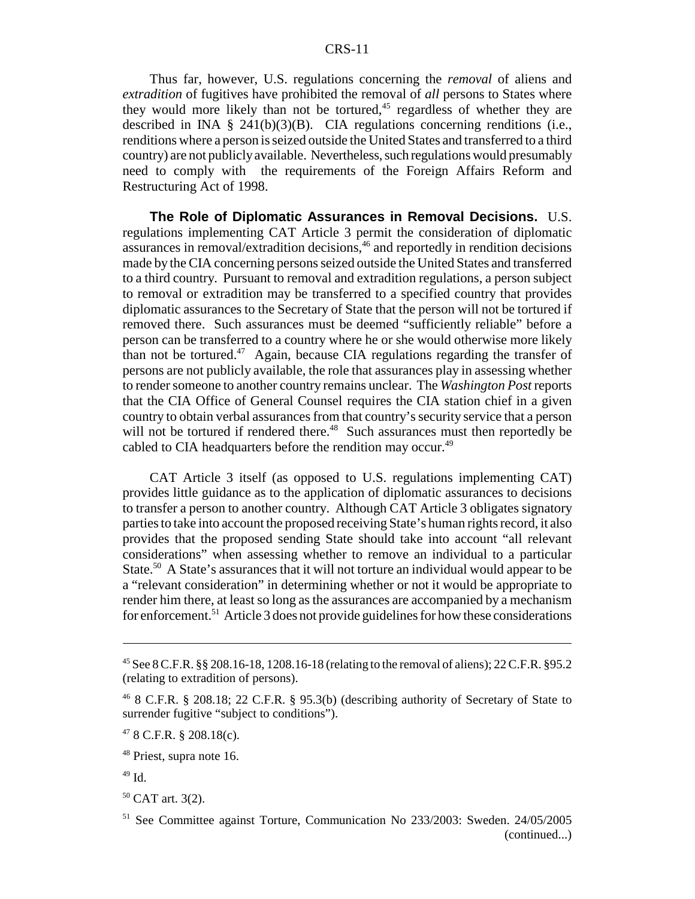Thus far, however, U.S. regulations concerning the *removal* of aliens and *extradition* of fugitives have prohibited the removal of *all* persons to States where they would more likely than not be tortured,[45] regardless of whether they are described in INA § 241(b)(3)(B). CIA regulations concerning renditions (i.e., renditions where a person is seized outside the United States and transferred to a third country) are not publicly available. Nevertheless, such regulations would presumably need to comply with the requirements of the Foreign Affairs Reform and Restructuring Act of 1998.

**The Role of Diplomatic Assurances in Removal Decisions.** U.S. regulations implementing CAT Article 3 permit the consideration of diplomatic assurances in removal/extradition decisions,[46] and reportedly in rendition decisions made by the CIA concerning persons seized outside the United States and transferred to a third country. Pursuant to removal and extradition regulations, a person subject to removal or extradition may be transferred to a specified country that provides diplomatic assurances to the Secretary of State that the person will not be tortured if removed there. Such assurances must be deemed "sufficiently reliable" before a person can be transferred to a country where he or she would otherwise more likely than not be tortured.[47] Again, because CIA regulations regarding the transfer of persons are not publicly available, the role that assurances play in assessing whether to render someone to another country remains unclear. The *Washington Post* reports that the CIA Office of General Counsel requires the CIA station chief in a given country to obtain verbal assurances from that country's security service that a person will not be tortured if rendered there.[48] Such assurances must then reportedly be cabled to CIA headquarters before the rendition may occur.[49]

CAT Article 3 itself (as opposed to U.S. regulations implementing CAT) provides little guidance as to the application of diplomatic assurances to decisions to transfer a person to another country. Although CAT Article 3 obligates signatory parties to take into account the proposed receiving State's human rights record, it also provides that the proposed sending State should take into account "all relevant considerations" when assessing whether to remove an individual to a particular State.[50] A State's assurances that it will not torture an individual would appear to be a "relevant consideration" in determining whether or not it would be appropriate to render him there, at least so long as the assurances are accompanied by a mechanism for enforcement.[51] Article 3 does not provide guidelines for how these considerations

---

[45] See 8 C.F.R. §§ 208.16-18, 1208.16-18 (relating to the removal of aliens); 22 C.F.R. §95.2 (relating to extradition of persons).

[46] 8 C.F.R. § 208.18; 22 C.F.R. § 95.3(b) (describing authority of Secretary of State to surrender fugitive "subject to conditions").

[47] 8 C.F.R. § 208.18(c).

[48] Priest, supra note 16.

[49] Id.

[50] CAT art. 3(2).

[51] See Committee against Torture, Communication No 233/2003: Sweden. 24/05/2005 (continued...)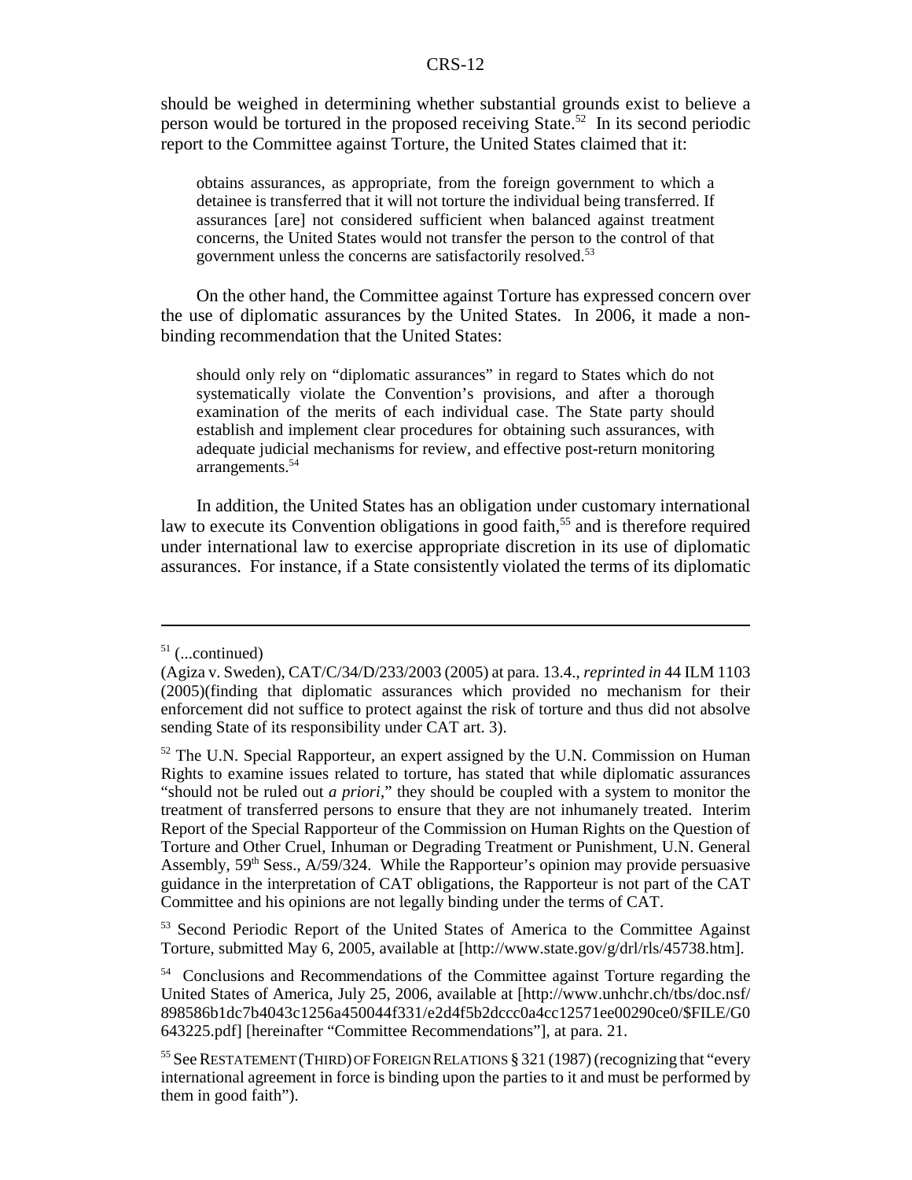should be weighed in determining whether substantial grounds exist to believe a person would be tortured in the proposed receiving State.[52] In its second periodic report to the Committee against Torture, the United States claimed that it:

> obtains assurances, as appropriate, from the foreign government to which a detainee is transferred that it will not torture the individual being transferred. If assurances [are] not considered sufficient when balanced against treatment concerns, the United States would not transfer the person to the control of that government unless the concerns are satisfactorily resolved.[53]

On the other hand, the Committee against Torture has expressed concern over the use of diplomatic assurances by the United States. In 2006, it made a non-binding recommendation that the United States:

> should only rely on "diplomatic assurances" in regard to States which do not systematically violate the Convention's provisions, and after a thorough examination of the merits of each individual case. The State party should establish and implement clear procedures for obtaining such assurances, with adequate judicial mechanisms for review, and effective post-return monitoring arrangements.[54]

In addition, the United States has an obligation under customary international law to execute its Convention obligations in good faith,[55] and is therefore required under international law to exercise appropriate discretion in its use of diplomatic assurances. For instance, if a State consistently violated the terms of its diplomatic

---

[51] (...continued)
(Agiza v. Sweden), CAT/C/34/D/233/2003 (2005) at para. 13.4., *reprinted in* 44 ILM 1103 (2005)(finding that diplomatic assurances which provided no mechanism for their enforcement did not suffice to protect against the risk of torture and thus did not absolve sending State of its responsibility under CAT art. 3).

[52] The U.N. Special Rapporteur, an expert assigned by the U.N. Commission on Human Rights to examine issues related to torture, has stated that while diplomatic assurances "should not be ruled out *a priori*," they should be coupled with a system to monitor the treatment of transferred persons to ensure that they are not inhumanely treated. Interim Report of the Special Rapporteur of the Commission on Human Rights on the Question of Torture and Other Cruel, Inhuman or Degrading Treatment or Punishment, U.N. General Assembly, 59th Sess., A/59/324. While the Rapporteur's opinion may provide persuasive guidance in the interpretation of CAT obligations, the Rapporteur is not part of the CAT Committee and his opinions are not legally binding under the terms of CAT.

[53] Second Periodic Report of the United States of America to the Committee Against Torture, submitted May 6, 2005, available at [http://www.state.gov/g/drl/rls/45738.htm].

[54] Conclusions and Recommendations of the Committee against Torture regarding the United States of America, July 25, 2006, available at [http://www.unhchr.ch/tbs/doc.nsf/898586b1dc7b4043c1256a450044f331/e2d4f5b2dccc0a4cc12571ee00290ce0/$FILE/G0643225.pdf] [hereinafter "Committee Recommendations"], at para. 21.

[55] See RESTATEMENT (THIRD) OF FOREIGN RELATIONS § 321 (1987) (recognizing that "every international agreement in force is binding upon the parties to it and must be performed by them in good faith").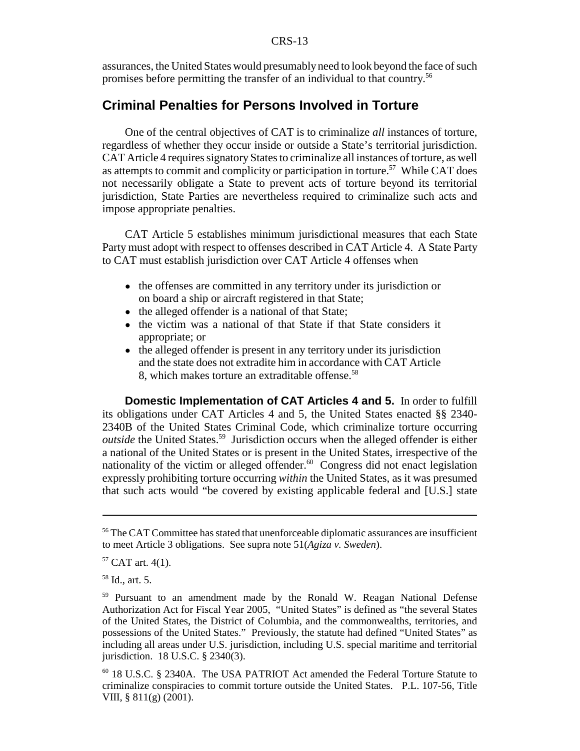assurances, the United States would presumably need to look beyond the face of such promises before permitting the transfer of an individual to that country.[56]

## Criminal Penalties for Persons Involved in Torture

One of the central objectives of CAT is to criminalize *all* instances of torture, regardless of whether they occur inside or outside a State's territorial jurisdiction. CAT Article 4 requires signatory States to criminalize all instances of torture, as well as attempts to commit and complicity or participation in torture.[57] While CAT does not necessarily obligate a State to prevent acts of torture beyond its territorial jurisdiction, State Parties are nevertheless required to criminalize such acts and impose appropriate penalties.

CAT Article 5 establishes minimum jurisdictional measures that each State Party must adopt with respect to offenses described in CAT Article 4. A State Party to CAT must establish jurisdiction over CAT Article 4 offenses when

- the offenses are committed in any territory under its jurisdiction or on board a ship or aircraft registered in that State;
- the alleged offender is a national of that State;
- the victim was a national of that State if that State considers it appropriate; or
- the alleged offender is present in any territory under its jurisdiction and the state does not extradite him in accordance with CAT Article 8, which makes torture an extraditable offense.[58]

**Domestic Implementation of CAT Articles 4 and 5.** In order to fulfill its obligations under CAT Articles 4 and 5, the United States enacted §§ 2340-2340B of the United States Criminal Code, which criminalize torture occurring *outside* the United States.[59] Jurisdiction occurs when the alleged offender is either a national of the United States or is present in the United States, irrespective of the nationality of the victim or alleged offender.[60] Congress did not enact legislation expressly prohibiting torture occurring *within* the United States, as it was presumed that such acts would "be covered by existing applicable federal and [U.S.] state

---

[56] The CAT Committee has stated that unenforceable diplomatic assurances are insufficient to meet Article 3 obligations. See supra note 51(*Agiza v. Sweden*).

[57] CAT art. 4(1).

[58] Id., art. 5.

[59] Pursuant to an amendment made by the Ronald W. Reagan National Defense Authorization Act for Fiscal Year 2005, "United States" is defined as "the several States of the United States, the District of Columbia, and the commonwealths, territories, and possessions of the United States." Previously, the statute had defined "United States" as including all areas under U.S. jurisdiction, including U.S. special maritime and territorial jurisdiction. 18 U.S.C. § 2340(3).

[60] 18 U.S.C. § 2340A. The USA PATRIOT Act amended the Federal Torture Statute to criminalize conspiracies to commit torture outside the United States. P.L. 107-56, Title VIII, § 811(g) (2001).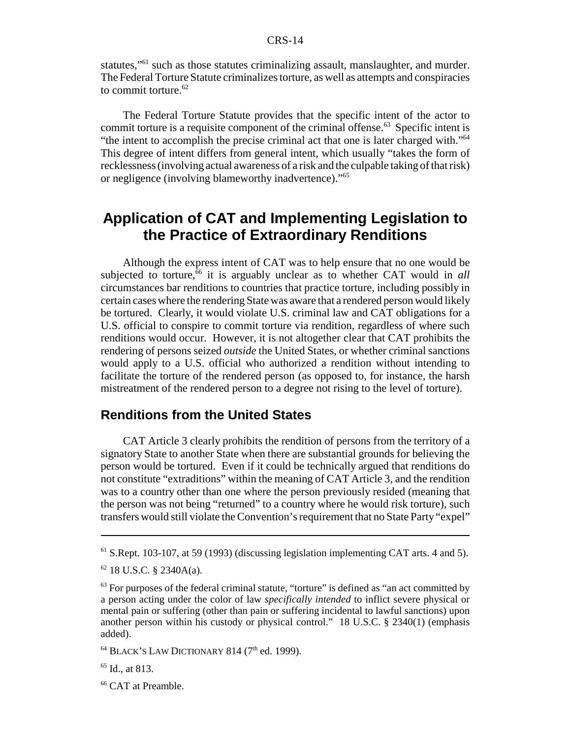statutes,"[61] such as those statutes criminalizing assault, manslaughter, and murder. The Federal Torture Statute criminalizes torture, as well as attempts and conspiracies to commit torture.[62]

The Federal Torture Statute provides that the specific intent of the actor to commit torture is a requisite component of the criminal offense.[63] Specific intent is "the intent to accomplish the precise criminal act that one is later charged with."[64] This degree of intent differs from general intent, which usually "takes the form of recklessness (involving actual awareness of a risk and the culpable taking of that risk) or negligence (involving blameworthy inadvertence)."[65]

## Application of CAT and Implementing Legislation to the Practice of Extraordinary Renditions

Although the express intent of CAT was to help ensure that no one would be subjected to torture,[66] it is arguably unclear as to whether CAT would in *all* circumstances bar renditions to countries that practice torture, including possibly in certain cases where the rendering State was aware that a rendered person would likely be tortured. Clearly, it would violate U.S. criminal law and CAT obligations for a U.S. official to conspire to commit torture via rendition, regardless of where such renditions would occur. However, it is not altogether clear that CAT prohibits the rendering of persons seized *outside* the United States, or whether criminal sanctions would apply to a U.S. official who authorized a rendition without intending to facilitate the torture of the rendered person (as opposed to, for instance, the harsh mistreatment of the rendered person to a degree not rising to the level of torture).

### Renditions from the United States

CAT Article 3 clearly prohibits the rendition of persons from the territory of a signatory State to another State when there are substantial grounds for believing the person would be tortured. Even if it could be technically argued that renditions do not constitute "extraditions" within the meaning of CAT Article 3, and the rendition was to a country other than one where the person previously resided (meaning that the person was not being "returned" to a country where he would risk torture), such transfers would still violate the Convention's requirement that no State Party "expel"

---

[61] S.Rept. 103-107, at 59 (1993) (discussing legislation implementing CAT arts. 4 and 5).

[62] 18 U.S.C. § 2340A(a).

[63] For purposes of the federal criminal statute, "torture" is defined as "an act committed by a person acting under the color of law *specifically intended* to inflict severe physical or mental pain or suffering (other than pain or suffering incidental to lawful sanctions) upon another person within his custody or physical control." 18 U.S.C. § 2340(1) (emphasis added).

[64] BLACK'S LAW DICTIONARY 814 (7th ed. 1999).

[65] Id., at 813.

[66] CAT at Preamble.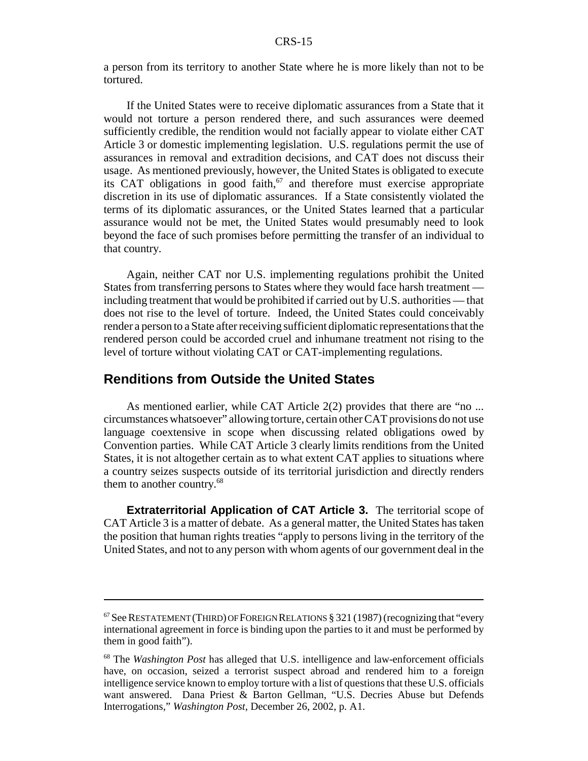a person from its territory to another State where he is more likely than not to be tortured.

If the United States were to receive diplomatic assurances from a State that it would not torture a person rendered there, and such assurances were deemed sufficiently credible, the rendition would not facially appear to violate either CAT Article 3 or domestic implementing legislation. U.S. regulations permit the use of assurances in removal and extradition decisions, and CAT does not discuss their usage. As mentioned previously, however, the United States is obligated to execute its CAT obligations in good faith,[67] and therefore must exercise appropriate discretion in its use of diplomatic assurances. If a State consistently violated the terms of its diplomatic assurances, or the United States learned that a particular assurance would not be met, the United States would presumably need to look beyond the face of such promises before permitting the transfer of an individual to that country.

Again, neither CAT nor U.S. implementing regulations prohibit the United States from transferring persons to States where they would face harsh treatment — including treatment that would be prohibited if carried out by U.S. authorities — that does not rise to the level of torture. Indeed, the United States could conceivably render a person to a State after receiving sufficient diplomatic representations that the rendered person could be accorded cruel and inhumane treatment not rising to the level of torture without violating CAT or CAT-implementing regulations.

## Renditions from Outside the United States

As mentioned earlier, while CAT Article 2(2) provides that there are "no ... circumstances whatsoever" allowing torture, certain other CAT provisions do not use language coextensive in scope when discussing related obligations owed by Convention parties. While CAT Article 3 clearly limits renditions from the United States, it is not altogether certain as to what extent CAT applies to situations where a country seizes suspects outside of its territorial jurisdiction and directly renders them to another country.[68]

**Extraterritorial Application of CAT Article 3.** The territorial scope of CAT Article 3 is a matter of debate. As a general matter, the United States has taken the position that human rights treaties "apply to persons living in the territory of the United States, and not to any person with whom agents of our government deal in the

---

[67] See RESTATEMENT (THIRD) OF FOREIGN RELATIONS § 321 (1987) (recognizing that "every international agreement in force is binding upon the parties to it and must be performed by them in good faith").

[68] The *Washington Post* has alleged that U.S. intelligence and law-enforcement officials have, on occasion, seized a terrorist suspect abroad and rendered him to a foreign intelligence service known to employ torture with a list of questions that these U.S. officials want answered. Dana Priest & Barton Gellman, "U.S. Decries Abuse but Defends Interrogations," *Washington Post*, December 26, 2002, p. A1.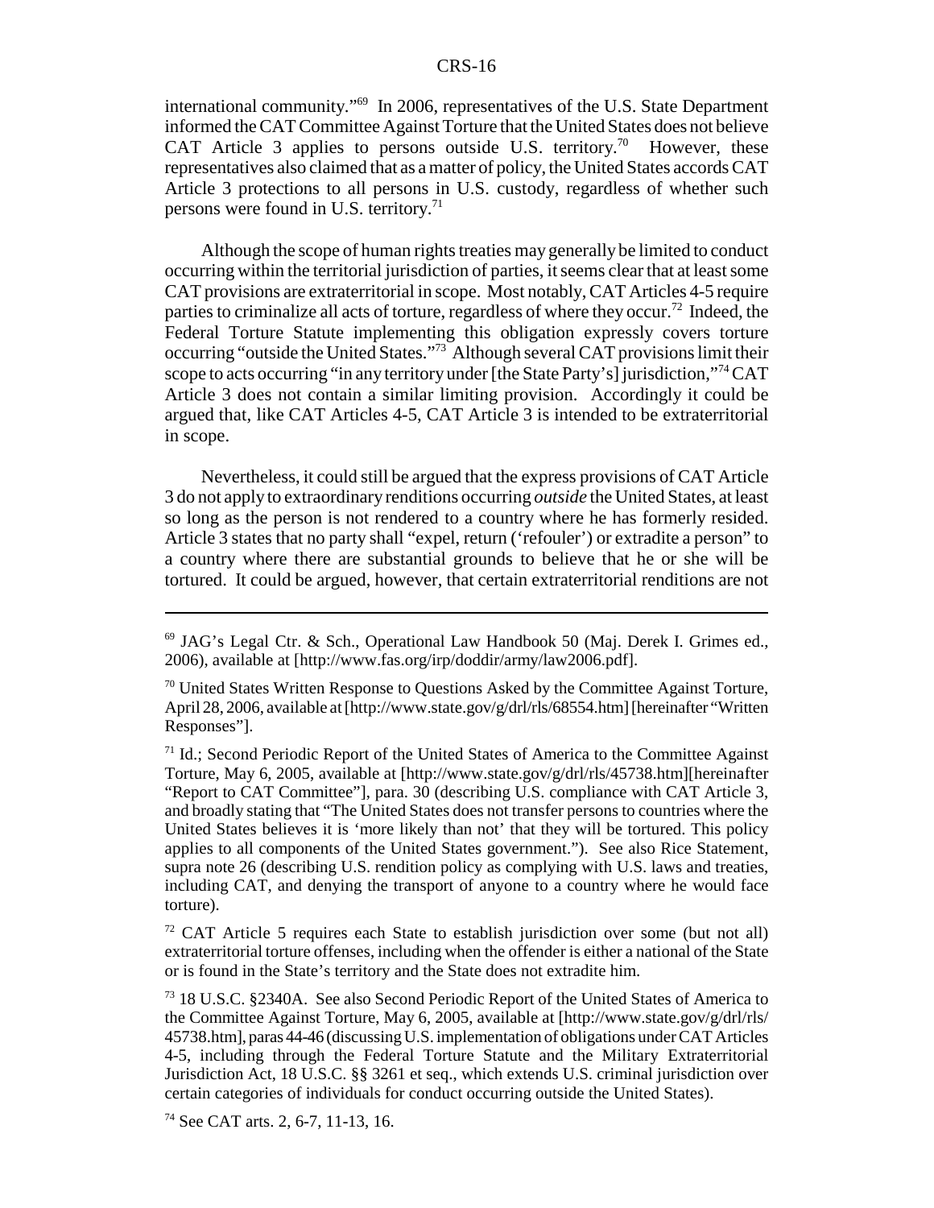international community."[69] In 2006, representatives of the U.S. State Department informed the CAT Committee Against Torture that the United States does not believe CAT Article 3 applies to persons outside U.S. territory.[70] However, these representatives also claimed that as a matter of policy, the United States accords CAT Article 3 protections to all persons in U.S. custody, regardless of whether such persons were found in U.S. territory.[71]

Although the scope of human rights treaties may generally be limited to conduct occurring within the territorial jurisdiction of parties, it seems clear that at least some CAT provisions are extraterritorial in scope. Most notably, CAT Articles 4-5 require parties to criminalize all acts of torture, regardless of where they occur.[72] Indeed, the Federal Torture Statute implementing this obligation expressly covers torture occurring "outside the United States."[73] Although several CAT provisions limit their scope to acts occurring "in any territory under [the State Party's] jurisdiction,"[74] CAT Article 3 does not contain a similar limiting provision. Accordingly it could be argued that, like CAT Articles 4-5, CAT Article 3 is intended to be extraterritorial in scope.

Nevertheless, it could still be argued that the express provisions of CAT Article 3 do not apply to extraordinary renditions occurring *outside* the United States, at least so long as the person is not rendered to a country where he has formerly resided. Article 3 states that no party shall "expel, return ('refouler') or extradite a person" to a country where there are substantial grounds to believe that he or she will be tortured. It could be argued, however, that certain extraterritorial renditions are not

---

[69] JAG's Legal Ctr. & Sch., Operational Law Handbook 50 (Maj. Derek I. Grimes ed., 2006), available at [http://www.fas.org/irp/doddir/army/law2006.pdf].

[70] United States Written Response to Questions Asked by the Committee Against Torture, April 28, 2006, available at [http://www.state.gov/g/drl/rls/68554.htm] [hereinafter "Written Responses"].

[71] Id.; Second Periodic Report of the United States of America to the Committee Against Torture, May 6, 2005, available at [http://www.state.gov/g/drl/rls/45738.htm][hereinafter "Report to CAT Committee"], para. 30 (describing U.S. compliance with CAT Article 3, and broadly stating that "The United States does not transfer persons to countries where the United States believes it is 'more likely than not' that they will be tortured. This policy applies to all components of the United States government."). See also Rice Statement, supra note 26 (describing U.S. rendition policy as complying with U.S. laws and treaties, including CAT, and denying the transport of anyone to a country where he would face torture).

[72] CAT Article 5 requires each State to establish jurisdiction over some (but not all) extraterritorial torture offenses, including when the offender is either a national of the State or is found in the State's territory and the State does not extradite him.

[73] 18 U.S.C. §2340A. See also Second Periodic Report of the United States of America to the Committee Against Torture, May 6, 2005, available at [http://www.state.gov/g/drl/rls/45738.htm], paras 44-46 (discussing U.S. implementation of obligations under CAT Articles 4-5, including through the Federal Torture Statute and the Military Extraterritorial Jurisdiction Act, 18 U.S.C. §§ 3261 et seq., which extends U.S. criminal jurisdiction over certain categories of individuals for conduct occurring outside the United States).

[74] See CAT arts. 2, 6-7, 11-13, 16.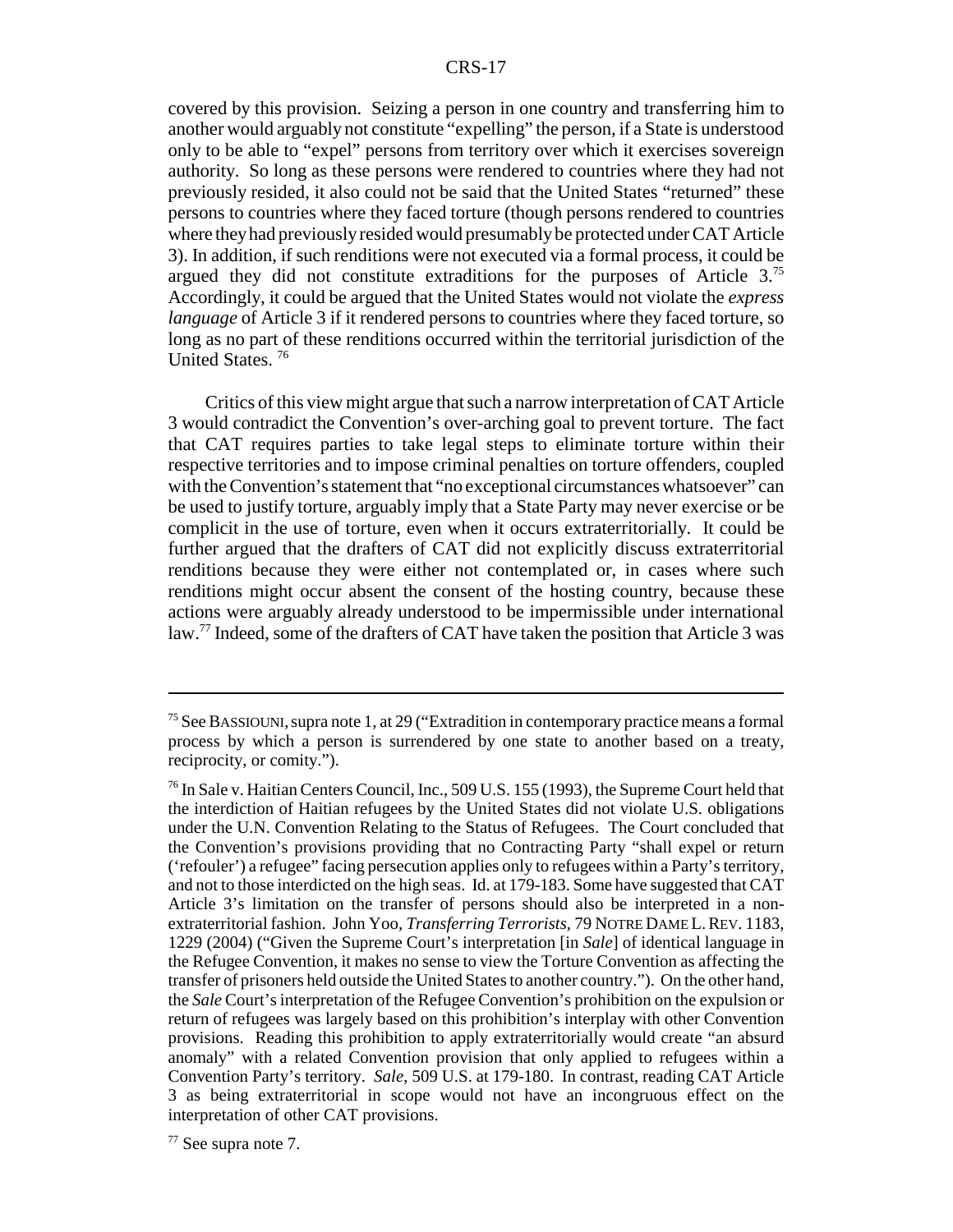covered by this provision. Seizing a person in one country and transferring him to another would arguably not constitute "expelling" the person, if a State is understood only to be able to "expel" persons from territory over which it exercises sovereign authority. So long as these persons were rendered to countries where they had not previously resided, it also could not be said that the United States "returned" these persons to countries where they faced torture (though persons rendered to countries where they had previously resided would presumably be protected under CAT Article 3). In addition, if such renditions were not executed via a formal process, it could be argued they did not constitute extraditions for the purposes of Article 3.[75] Accordingly, it could be argued that the United States would not violate the *express language* of Article 3 if it rendered persons to countries where they faced torture, so long as no part of these renditions occurred within the territorial jurisdiction of the United States.[76]

Critics of this view might argue that such a narrow interpretation of CAT Article 3 would contradict the Convention's over-arching goal to prevent torture. The fact that CAT requires parties to take legal steps to eliminate torture within their respective territories and to impose criminal penalties on torture offenders, coupled with the Convention's statement that "no exceptional circumstances whatsoever" can be used to justify torture, arguably imply that a State Party may never exercise or be complicit in the use of torture, even when it occurs extraterritorially. It could be further argued that the drafters of CAT did not explicitly discuss extraterritorial renditions because they were either not contemplated or, in cases where such renditions might occur absent the consent of the hosting country, because these actions were arguably already understood to be impermissible under international law.[77] Indeed, some of the drafters of CAT have taken the position that Article 3 was

---

[75] See BASSIOUNI, supra note 1, at 29 ("Extradition in contemporary practice means a formal process by which a person is surrendered by one state to another based on a treaty, reciprocity, or comity.").

[76] In Sale v. Haitian Centers Council, Inc., 509 U.S. 155 (1993), the Supreme Court held that the interdiction of Haitian refugees by the United States did not violate U.S. obligations under the U.N. Convention Relating to the Status of Refugees. The Court concluded that the Convention's provisions providing that no Contracting Party "shall expel or return ('refouler') a refugee" facing persecution applies only to refugees within a Party's territory, and not to those interdicted on the high seas. Id. at 179-183. Some have suggested that CAT Article 3's limitation on the transfer of persons should also be interpreted in a non-extraterritorial fashion. John Yoo, *Transferring Terrorists*, 79 NOTRE DAME L. REV. 1183, 1229 (2004) ("Given the Supreme Court's interpretation [in *Sale*] of identical language in the Refugee Convention, it makes no sense to view the Torture Convention as affecting the transfer of prisoners held outside the United States to another country."). On the other hand, the *Sale* Court's interpretation of the Refugee Convention's prohibition on the expulsion or return of refugees was largely based on this prohibition's interplay with other Convention provisions. Reading this prohibition to apply extraterritorially would create "an absurd anomaly" with a related Convention provision that only applied to refugees within a Convention Party's territory. *Sale*, 509 U.S. at 179-180. In contrast, reading CAT Article 3 as being extraterritorial in scope would not have an incongruous effect on the interpretation of other CAT provisions.

[77] See supra note 7.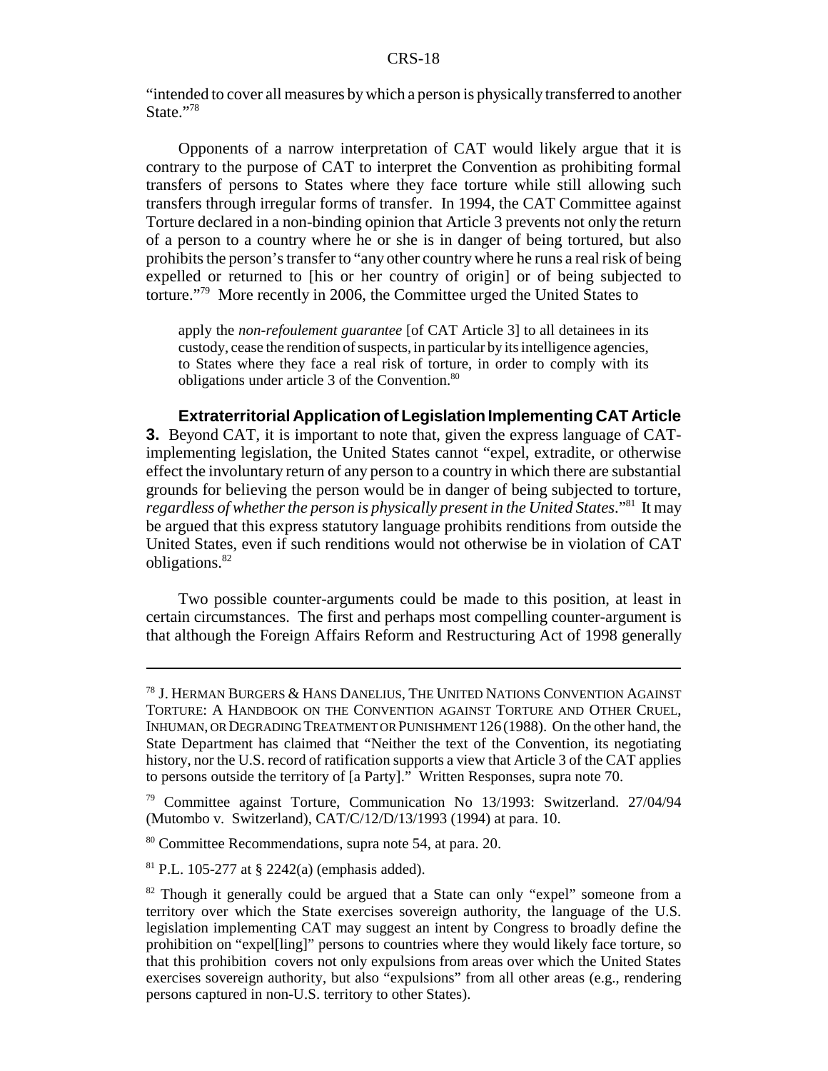"intended to cover all measures by which a person is physically transferred to another State."[78]

Opponents of a narrow interpretation of CAT would likely argue that it is contrary to the purpose of CAT to interpret the Convention as prohibiting formal transfers of persons to States where they face torture while still allowing such transfers through irregular forms of transfer. In 1994, the CAT Committee against Torture declared in a non-binding opinion that Article 3 prevents not only the return of a person to a country where he or she is in danger of being tortured, but also prohibits the person's transfer to "any other country where he runs a real risk of being expelled or returned to [his or her country of origin] or of being subjected to torture."[79] More recently in 2006, the Committee urged the United States to

> apply the *non-refoulement guarantee* [of CAT Article 3] to all detainees in its custody, cease the rendition of suspects, in particular by its intelligence agencies, to States where they face a real risk of torture, in order to comply with its obligations under article 3 of the Convention.[80]

**Extraterritorial Application of Legislation Implementing CAT Article 3.** Beyond CAT, it is important to note that, given the express language of CAT-implementing legislation, the United States cannot "expel, extradite, or otherwise effect the involuntary return of any person to a country in which there are substantial grounds for believing the person would be in danger of being subjected to torture, *regardless of whether the person is physically present in the United States*."[81] It may be argued that this express statutory language prohibits renditions from outside the United States, even if such renditions would not otherwise be in violation of CAT obligations.[82]

Two possible counter-arguments could be made to this position, at least in certain circumstances. The first and perhaps most compelling counter-argument is that although the Foreign Affairs Reform and Restructuring Act of 1998 generally

---

[78] J. Herman Burgers & Hans Danelius, The United Nations Convention Against Torture: A Handbook on the Convention against Torture and Other Cruel, Inhuman, or Degrading Treatment or Punishment 126 (1988). On the other hand, the State Department has claimed that "Neither the text of the Convention, its negotiating history, nor the U.S. record of ratification supports a view that Article 3 of the CAT applies to persons outside the territory of [a Party]." Written Responses, supra note 70.

[79] Committee against Torture, Communication No 13/1993: Switzerland. 27/04/94 (Mutombo v. Switzerland), CAT/C/12/D/13/1993 (1994) at para. 10.

[80] Committee Recommendations, supra note 54, at para. 20.

[81] P.L. 105-277 at § 2242(a) (emphasis added).

[82] Though it generally could be argued that a State can only "expel" someone from a territory over which the State exercises sovereign authority, the language of the U.S. legislation implementing CAT may suggest an intent by Congress to broadly define the prohibition on "expel[ling]" persons to countries where they would likely face torture, so that this prohibition covers not only expulsions from areas over which the United States exercises sovereign authority, but also "expulsions" from all other areas (e.g., rendering persons captured in non-U.S. territory to other States).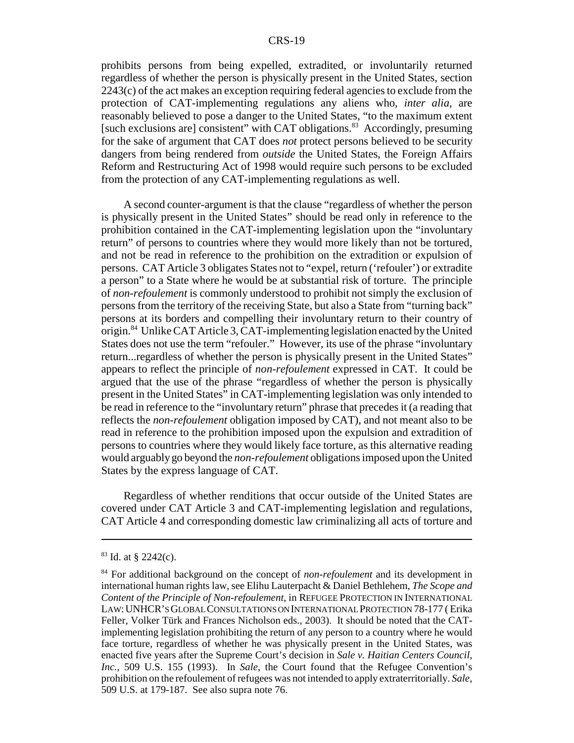prohibits persons from being expelled, extradited, or involuntarily returned regardless of whether the person is physically present in the United States, section 2243(c) of the act makes an exception requiring federal agencies to exclude from the protection of CAT-implementing regulations any aliens who, *inter alia*, are reasonably believed to pose a danger to the United States, "to the maximum extent [such exclusions are] consistent" with CAT obligations.[83] Accordingly, presuming for the sake of argument that CAT does *not* protect persons believed to be security dangers from being rendered from *outside* the United States, the Foreign Affairs Reform and Restructuring Act of 1998 would require such persons to be excluded from the protection of any CAT-implementing regulations as well.

A second counter-argument is that the clause "regardless of whether the person is physically present in the United States" should be read only in reference to the prohibition contained in the CAT-implementing legislation upon the "involuntary return" of persons to countries where they would more likely than not be tortured, and not be read in reference to the prohibition on the extradition or expulsion of persons. CAT Article 3 obligates States not to "expel, return ('refouler') or extradite a person" to a State where he would be at substantial risk of torture. The principle of *non-refoulement* is commonly understood to prohibit not simply the exclusion of persons from the territory of the receiving State, but also a State from "turning back" persons at its borders and compelling their involuntary return to their country of origin.[84] Unlike CAT Article 3, CAT-implementing legislation enacted by the United States does not use the term "refouler." However, its use of the phrase "involuntary return...regardless of whether the person is physically present in the United States" appears to reflect the principle of *non-refoulement* expressed in CAT. It could be argued that the use of the phrase "regardless of whether the person is physically present in the United States" in CAT-implementing legislation was only intended to be read in reference to the "involuntary return" phrase that precedes it (a reading that reflects the *non-refoulement* obligation imposed by CAT), and not meant also to be read in reference to the prohibition imposed upon the expulsion and extradition of persons to countries where they would likely face torture, as this alternative reading would arguably go beyond the *non-refoulement* obligations imposed upon the United States by the express language of CAT.

Regardless of whether renditions that occur outside of the United States are covered under CAT Article 3 and CAT-implementing legislation and regulations, CAT Article 4 and corresponding domestic law criminalizing all acts of torture and

---

[83] Id. at § 2242(c).

[84] For additional background on the concept of *non-refoulement* and its development in international human rights law, see Elihu Lauterpacht & Daniel Bethlehem, *The Scope and Content of the Principle of Non-refoulement*, in REFUGEE PROTECTION IN INTERNATIONAL LAW: UNHCR'S GLOBAL CONSULTATIONS ON INTERNATIONAL PROTECTION 78-177 (Erika Feller, Volker Türk and Frances Nicholson eds., 2003). It should be noted that the CAT-implementing legislation prohibiting the return of any person to a country where he would face torture, regardless of whether he was physically present in the United States, was enacted five years after the Supreme Court's decision in *Sale v. Haitian Centers Council, Inc.*, 509 U.S. 155 (1993). In *Sale*, the Court found that the Refugee Convention's prohibition on the refoulement of refugees was not intended to apply extraterritorially. *Sale*, 509 U.S. at 179-187. See also supra note 76.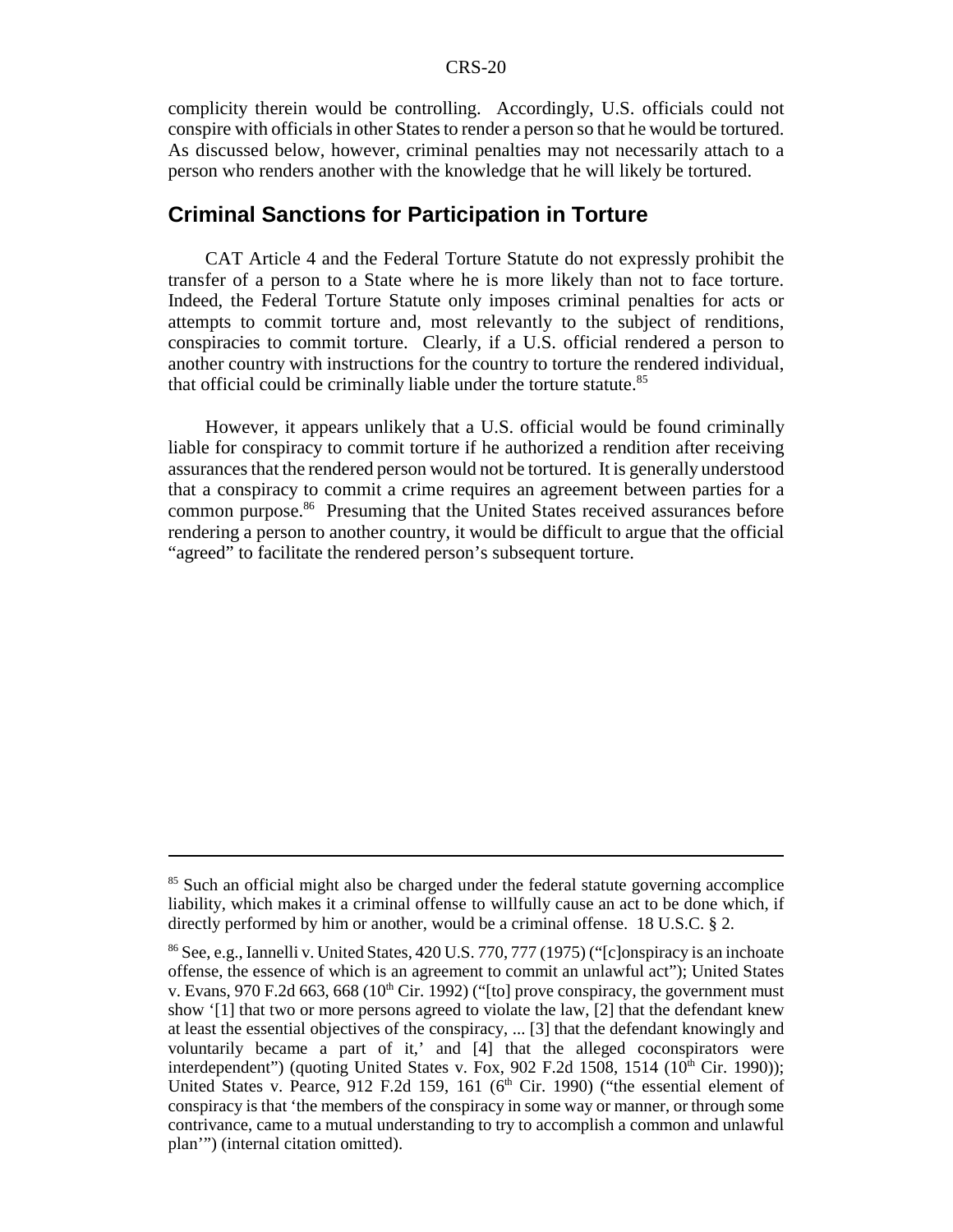complicity therein would be controlling. Accordingly, U.S. officials could not conspire with officials in other States to render a person so that he would be tortured. As discussed below, however, criminal penalties may not necessarily attach to a person who renders another with the knowledge that he will likely be tortured.

## Criminal Sanctions for Participation in Torture

CAT Article 4 and the Federal Torture Statute do not expressly prohibit the transfer of a person to a State where he is more likely than not to face torture. Indeed, the Federal Torture Statute only imposes criminal penalties for acts or attempts to commit torture and, most relevantly to the subject of renditions, conspiracies to commit torture. Clearly, if a U.S. official rendered a person to another country with instructions for the country to torture the rendered individual, that official could be criminally liable under the torture statute.[85]

However, it appears unlikely that a U.S. official would be found criminally liable for conspiracy to commit torture if he authorized a rendition after receiving assurances that the rendered person would not be tortured. It is generally understood that a conspiracy to commit a crime requires an agreement between parties for a common purpose.[86] Presuming that the United States received assurances before rendering a person to another country, it would be difficult to argue that the official "agreed" to facilitate the rendered person's subsequent torture.

---

[85] Such an official might also be charged under the federal statute governing accomplice liability, which makes it a criminal offense to willfully cause an act to be done which, if directly performed by him or another, would be a criminal offense. 18 U.S.C. § 2.

[86] See, e.g., Iannelli v. United States, 420 U.S. 770, 777 (1975) ("[c]onspiracy is an inchoate offense, the essence of which is an agreement to commit an unlawful act"); United States v. Evans, 970 F.2d 663, 668 (10th Cir. 1992) ("[to] prove conspiracy, the government must show '[1] that two or more persons agreed to violate the law, [2] that the defendant knew at least the essential objectives of the conspiracy, ... [3] that the defendant knowingly and voluntarily became a part of it,' and [4] that the alleged coconspirators were interdependent") (quoting United States v. Fox, 902 F.2d 1508, 1514 (10th Cir. 1990)); United States v. Pearce, 912 F.2d 159, 161 (6th Cir. 1990) ("the essential element of conspiracy is that 'the members of the conspiracy in some way or manner, or through some contrivance, came to a mutual understanding to try to accomplish a common and unlawful plan'") (internal citation omitted).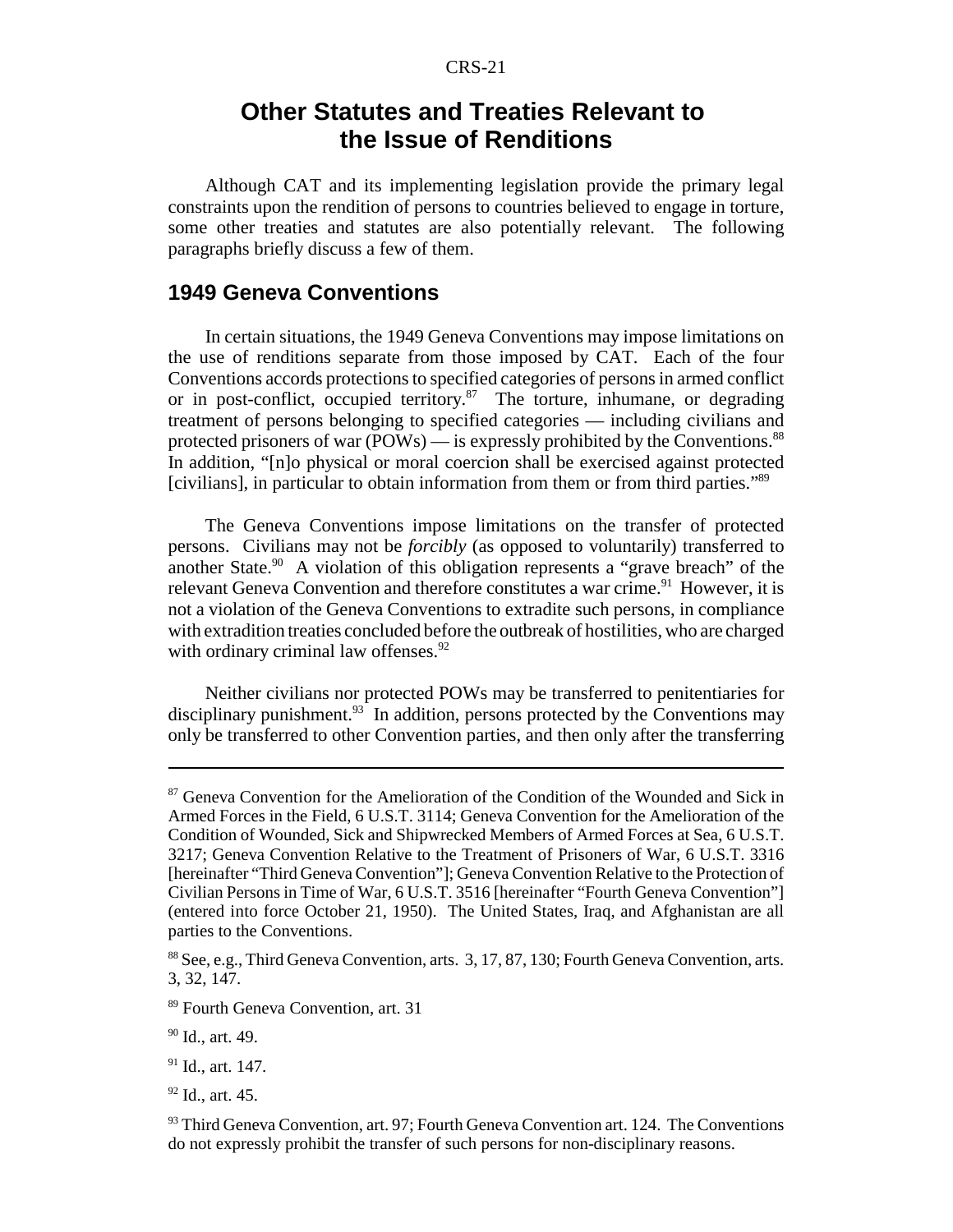# Other Statutes and Treaties Relevant to the Issue of Renditions

Although CAT and its implementing legislation provide the primary legal constraints upon the rendition of persons to countries believed to engage in torture, some other treaties and statutes are also potentially relevant. The following paragraphs briefly discuss a few of them.

## 1949 Geneva Conventions

In certain situations, the 1949 Geneva Conventions may impose limitations on the use of renditions separate from those imposed by CAT. Each of the four Conventions accords protections to specified categories of persons in armed conflict or in post-conflict, occupied territory.[87] The torture, inhumane, or degrading treatment of persons belonging to specified categories — including civilians and protected prisoners of war (POWs) — is expressly prohibited by the Conventions.[88] In addition, "[n]o physical or moral coercion shall be exercised against protected [civilians], in particular to obtain information from them or from third parties."[89]

The Geneva Conventions impose limitations on the transfer of protected persons. Civilians may not be *forcibly* (as opposed to voluntarily) transferred to another State.[90] A violation of this obligation represents a "grave breach" of the relevant Geneva Convention and therefore constitutes a war crime.[91] However, it is not a violation of the Geneva Conventions to extradite such persons, in compliance with extradition treaties concluded before the outbreak of hostilities, who are charged with ordinary criminal law offenses.[92]

Neither civilians nor protected POWs may be transferred to penitentiaries for disciplinary punishment.[93] In addition, persons protected by the Conventions may only be transferred to other Convention parties, and then only after the transferring

---

[87] Geneva Convention for the Amelioration of the Condition of the Wounded and Sick in Armed Forces in the Field, 6 U.S.T. 3114; Geneva Convention for the Amelioration of the Condition of Wounded, Sick and Shipwrecked Members of Armed Forces at Sea, 6 U.S.T. 3217; Geneva Convention Relative to the Treatment of Prisoners of War, 6 U.S.T. 3316 [hereinafter "Third Geneva Convention"]; Geneva Convention Relative to the Protection of Civilian Persons in Time of War, 6 U.S.T. 3516 [hereinafter "Fourth Geneva Convention"] (entered into force October 21, 1950). The United States, Iraq, and Afghanistan are all parties to the Conventions.

[88] See, e.g., Third Geneva Convention, arts. 3, 17, 87, 130; Fourth Geneva Convention, arts. 3, 32, 147.

[89] Fourth Geneva Convention, art. 31

[90] Id., art. 49.

[91] Id., art. 147.

[92] Id., art. 45.

[93] Third Geneva Convention, art. 97; Fourth Geneva Convention art. 124. The Conventions do not expressly prohibit the transfer of such persons for non-disciplinary reasons.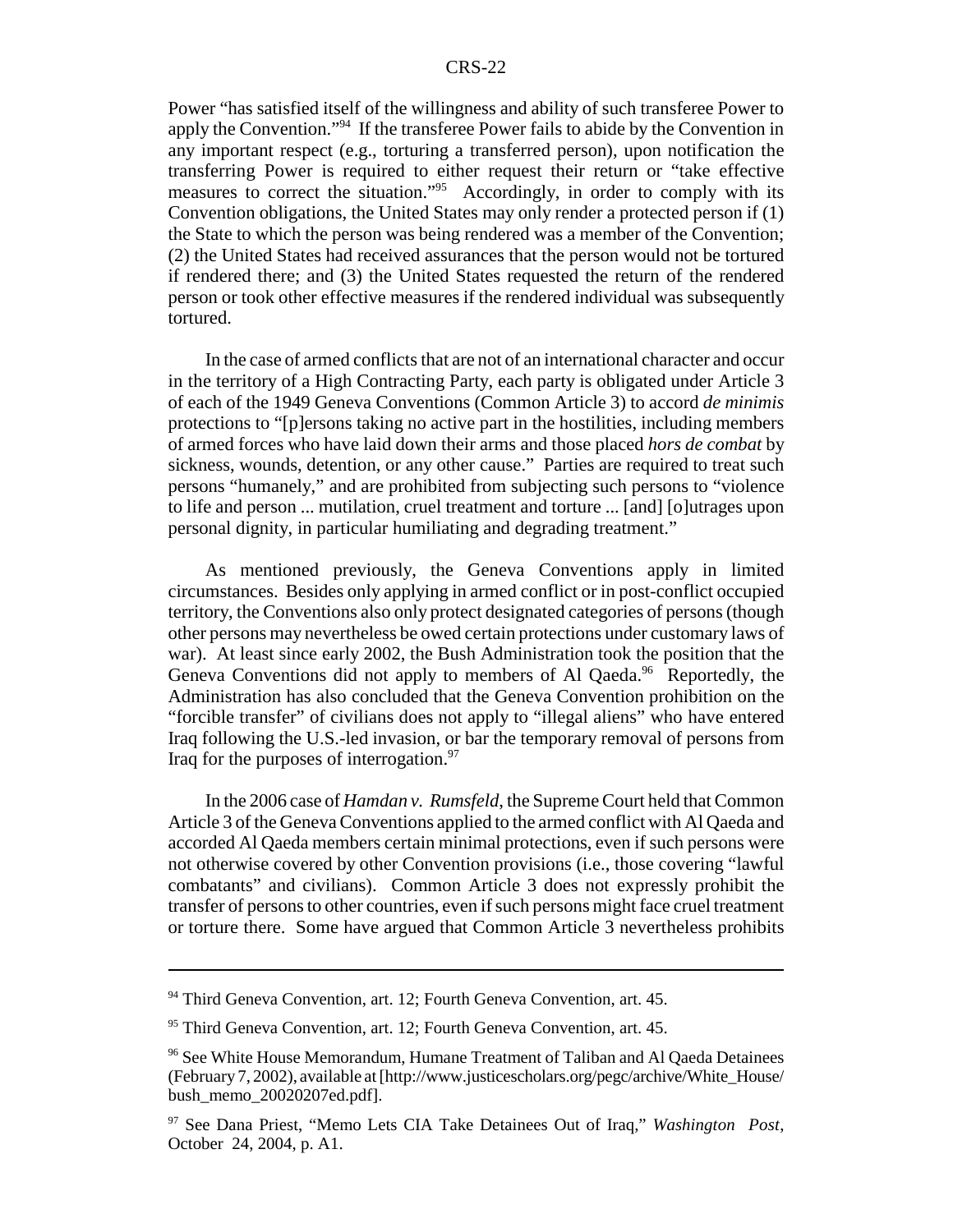Power "has satisfied itself of the willingness and ability of such transferee Power to apply the Convention."[94] If the transferee Power fails to abide by the Convention in any important respect (e.g., torturing a transferred person), upon notification the transferring Power is required to either request their return or "take effective measures to correct the situation."[95] Accordingly, in order to comply with its Convention obligations, the United States may only render a protected person if (1) the State to which the person was being rendered was a member of the Convention; (2) the United States had received assurances that the person would not be tortured if rendered there; and (3) the United States requested the return of the rendered person or took other effective measures if the rendered individual was subsequently tortured.

In the case of armed conflicts that are not of an international character and occur in the territory of a High Contracting Party, each party is obligated under Article 3 of each of the 1949 Geneva Conventions (Common Article 3) to accord *de minimis* protections to "[p]ersons taking no active part in the hostilities, including members of armed forces who have laid down their arms and those placed *hors de combat* by sickness, wounds, detention, or any other cause." Parties are required to treat such persons "humanely," and are prohibited from subjecting such persons to "violence to life and person ... mutilation, cruel treatment and torture ... [and] [o]utrages upon personal dignity, in particular humiliating and degrading treatment."

As mentioned previously, the Geneva Conventions apply in limited circumstances. Besides only applying in armed conflict or in post-conflict occupied territory, the Conventions also only protect designated categories of persons (though other persons may nevertheless be owed certain protections under customary laws of war). At least since early 2002, the Bush Administration took the position that the Geneva Conventions did not apply to members of Al Qaeda.[96] Reportedly, the Administration has also concluded that the Geneva Convention prohibition on the "forcible transfer" of civilians does not apply to "illegal aliens" who have entered Iraq following the U.S.-led invasion, or bar the temporary removal of persons from Iraq for the purposes of interrogation.[97]

In the 2006 case of *Hamdan v. Rumsfeld*, the Supreme Court held that Common Article 3 of the Geneva Conventions applied to the armed conflict with Al Qaeda and accorded Al Qaeda members certain minimal protections, even if such persons were not otherwise covered by other Convention provisions (i.e., those covering "lawful combatants" and civilians). Common Article 3 does not expressly prohibit the transfer of persons to other countries, even if such persons might face cruel treatment or torture there. Some have argued that Common Article 3 nevertheless prohibits

---

[94] Third Geneva Convention, art. 12; Fourth Geneva Convention, art. 45.

[95] Third Geneva Convention, art. 12; Fourth Geneva Convention, art. 45.

[96] See White House Memorandum, Humane Treatment of Taliban and Al Qaeda Detainees (February 7, 2002), available at [http://www.justicescholars.org/pegc/archive/White_House/bush_memo_20020207ed.pdf].

[97] See Dana Priest, "Memo Lets CIA Take Detainees Out of Iraq," *Washington Post*, October 24, 2004, p. A1.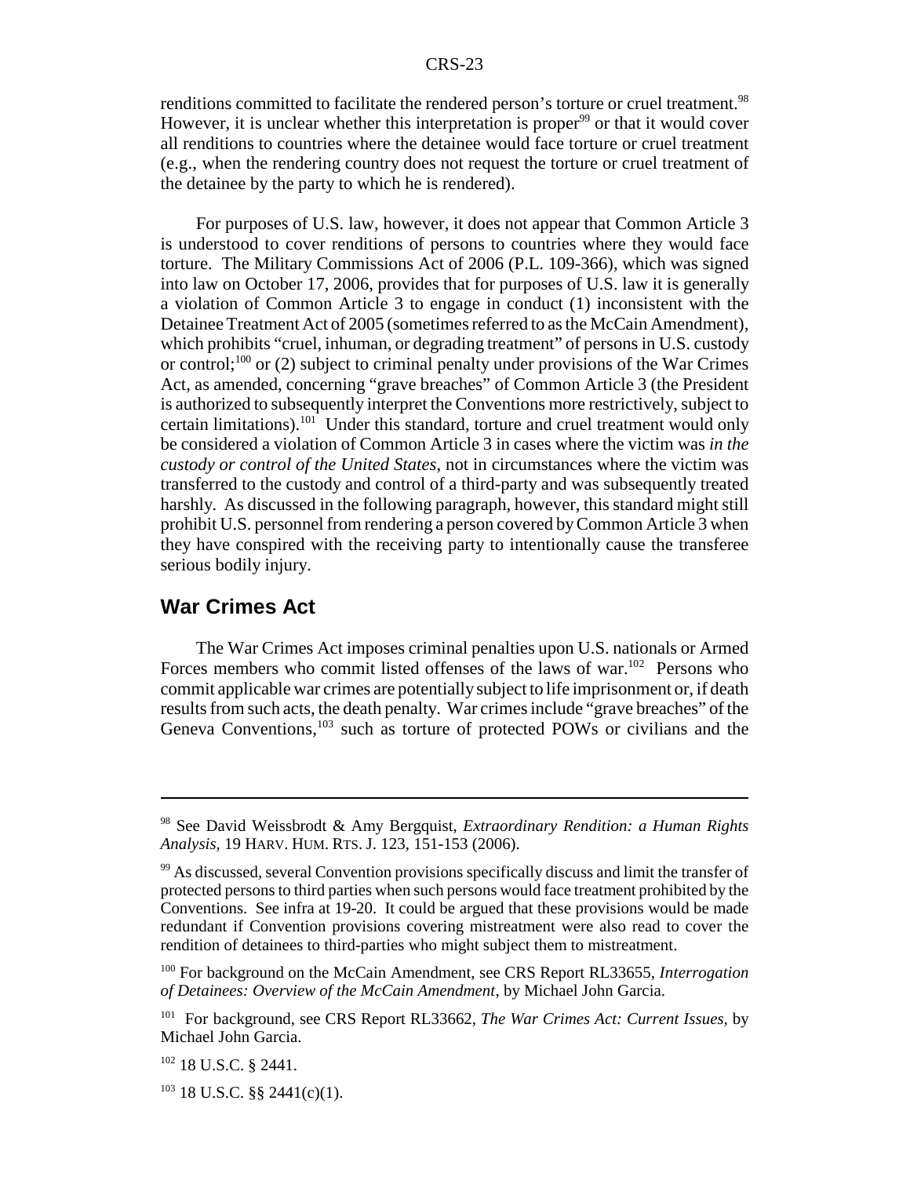renditions committed to facilitate the rendered person's torture or cruel treatment.[98] However, it is unclear whether this interpretation is proper[99] or that it would cover all renditions to countries where the detainee would face torture or cruel treatment (e.g., when the rendering country does not request the torture or cruel treatment of the detainee by the party to which he is rendered).

For purposes of U.S. law, however, it does not appear that Common Article 3 is understood to cover renditions of persons to countries where they would face torture. The Military Commissions Act of 2006 (P.L. 109-366), which was signed into law on October 17, 2006, provides that for purposes of U.S. law it is generally a violation of Common Article 3 to engage in conduct (1) inconsistent with the Detainee Treatment Act of 2005 (sometimes referred to as the McCain Amendment), which prohibits "cruel, inhuman, or degrading treatment" of persons in U.S. custody or control;[100] or (2) subject to criminal penalty under provisions of the War Crimes Act, as amended, concerning "grave breaches" of Common Article 3 (the President is authorized to subsequently interpret the Conventions more restrictively, subject to certain limitations).[101] Under this standard, torture and cruel treatment would only be considered a violation of Common Article 3 in cases where the victim was *in the custody or control of the United States*, not in circumstances where the victim was transferred to the custody and control of a third-party and was subsequently treated harshly. As discussed in the following paragraph, however, this standard might still prohibit U.S. personnel from rendering a person covered by Common Article 3 when they have conspired with the receiving party to intentionally cause the transferee serious bodily injury.

## War Crimes Act

The War Crimes Act imposes criminal penalties upon U.S. nationals or Armed Forces members who commit listed offenses of the laws of war.[102] Persons who commit applicable war crimes are potentially subject to life imprisonment or, if death results from such acts, the death penalty. War crimes include "grave breaches" of the Geneva Conventions,[103] such as torture of protected POWs or civilians and the

---

[98] See David Weissbrodt & Amy Bergquist, *Extraordinary Rendition: a Human Rights Analysis*, 19 HARV. HUM. RTS. J. 123, 151-153 (2006).

[99] As discussed, several Convention provisions specifically discuss and limit the transfer of protected persons to third parties when such persons would face treatment prohibited by the Conventions. See infra at 19-20. It could be argued that these provisions would be made redundant if Convention provisions covering mistreatment were also read to cover the rendition of detainees to third-parties who might subject them to mistreatment.

[100] For background on the McCain Amendment, see CRS Report RL33655, *Interrogation of Detainees: Overview of the McCain Amendment*, by Michael John Garcia.

[101] For background, see CRS Report RL33662, *The War Crimes Act: Current Issues*, by Michael John Garcia.

[102] 18 U.S.C. § 2441.

[103] 18 U.S.C. §§ 2441(c)(1).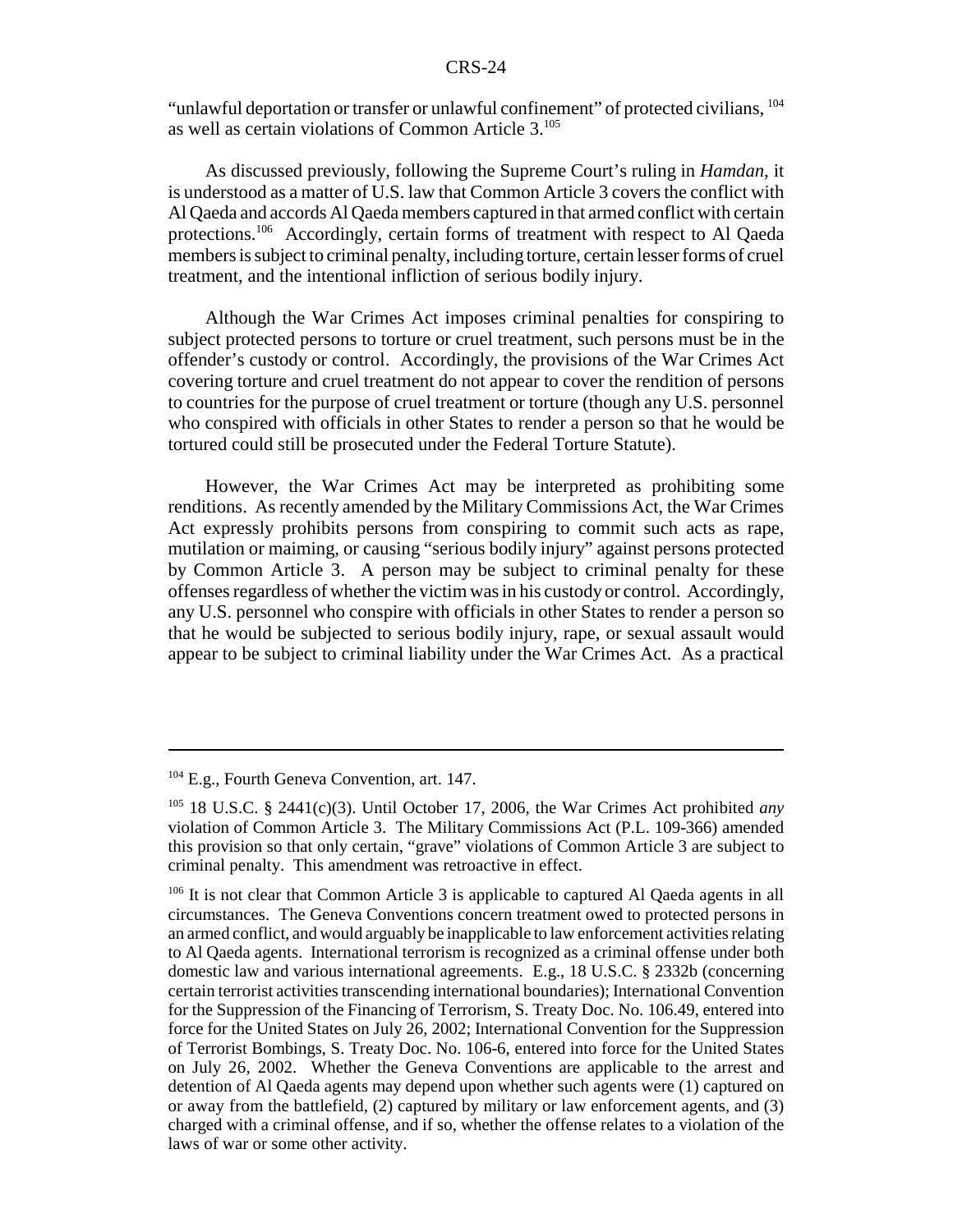"unlawful deportation or transfer or unlawful confinement" of protected civilians, [104] as well as certain violations of Common Article 3.[105]

As discussed previously, following the Supreme Court's ruling in *Hamdan*, it is understood as a matter of U.S. law that Common Article 3 covers the conflict with Al Qaeda and accords Al Qaeda members captured in that armed conflict with certain protections.[106] Accordingly, certain forms of treatment with respect to Al Qaeda members is subject to criminal penalty, including torture, certain lesser forms of cruel treatment, and the intentional infliction of serious bodily injury.

Although the War Crimes Act imposes criminal penalties for conspiring to subject protected persons to torture or cruel treatment, such persons must be in the offender's custody or control. Accordingly, the provisions of the War Crimes Act covering torture and cruel treatment do not appear to cover the rendition of persons to countries for the purpose of cruel treatment or torture (though any U.S. personnel who conspired with officials in other States to render a person so that he would be tortured could still be prosecuted under the Federal Torture Statute).

However, the War Crimes Act may be interpreted as prohibiting some renditions. As recently amended by the Military Commissions Act, the War Crimes Act expressly prohibits persons from conspiring to commit such acts as rape, mutilation or maiming, or causing "serious bodily injury" against persons protected by Common Article 3. A person may be subject to criminal penalty for these offenses regardless of whether the victim was in his custody or control. Accordingly, any U.S. personnel who conspire with officials in other States to render a person so that he would be subjected to serious bodily injury, rape, or sexual assault would appear to be subject to criminal liability under the War Crimes Act. As a practical

---

[104] E.g., Fourth Geneva Convention, art. 147.

[105] 18 U.S.C. § 2441(c)(3). Until October 17, 2006, the War Crimes Act prohibited *any* violation of Common Article 3. The Military Commissions Act (P.L. 109-366) amended this provision so that only certain, "grave" violations of Common Article 3 are subject to criminal penalty. This amendment was retroactive in effect.

[106] It is not clear that Common Article 3 is applicable to captured Al Qaeda agents in all circumstances. The Geneva Conventions concern treatment owed to protected persons in an armed conflict, and would arguably be inapplicable to law enforcement activities relating to Al Qaeda agents. International terrorism is recognized as a criminal offense under both domestic law and various international agreements. E.g., 18 U.S.C. § 2332b (concerning certain terrorist activities transcending international boundaries); International Convention for the Suppression of the Financing of Terrorism, S. Treaty Doc. No. 106.49, entered into force for the United States on July 26, 2002; International Convention for the Suppression of Terrorist Bombings, S. Treaty Doc. No. 106-6, entered into force for the United States on July 26, 2002. Whether the Geneva Conventions are applicable to the arrest and detention of Al Qaeda agents may depend upon whether such agents were (1) captured on or away from the battlefield, (2) captured by military or law enforcement agents, and (3) charged with a criminal offense, and if so, whether the offense relates to a violation of the laws of war or some other activity.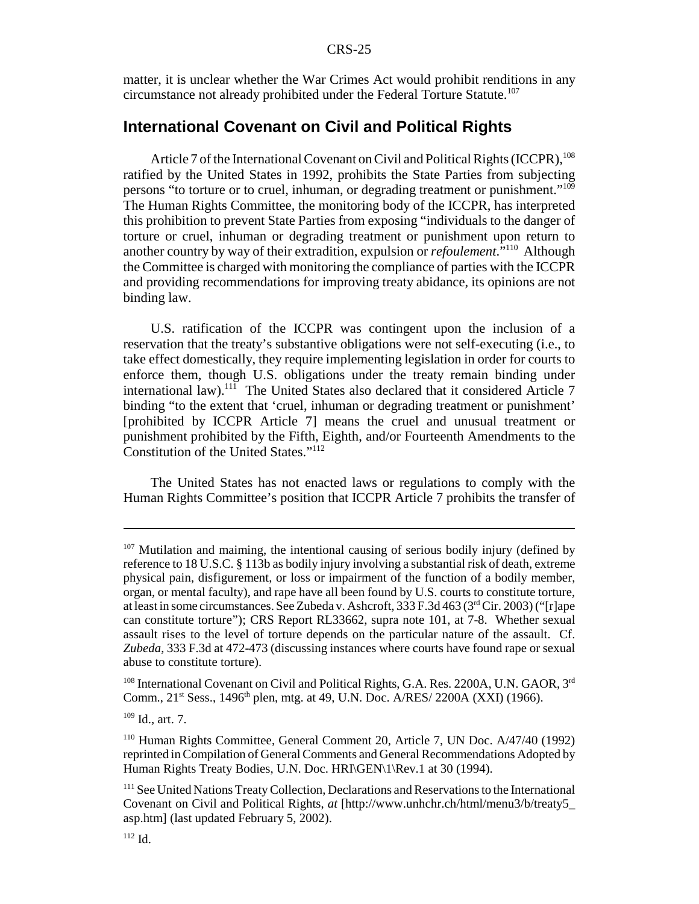matter, it is unclear whether the War Crimes Act would prohibit renditions in any circumstance not already prohibited under the Federal Torture Statute.[107]

## International Covenant on Civil and Political Rights

Article 7 of the International Covenant on Civil and Political Rights (ICCPR),[108] ratified by the United States in 1992, prohibits the State Parties from subjecting persons "to torture or to cruel, inhuman, or degrading treatment or punishment."[109] The Human Rights Committee, the monitoring body of the ICCPR, has interpreted this prohibition to prevent State Parties from exposing "individuals to the danger of torture or cruel, inhuman or degrading treatment or punishment upon return to another country by way of their extradition, expulsion or *refoulement*."[110] Although the Committee is charged with monitoring the compliance of parties with the ICCPR and providing recommendations for improving treaty abidance, its opinions are not binding law.

U.S. ratification of the ICCPR was contingent upon the inclusion of a reservation that the treaty's substantive obligations were not self-executing (i.e., to take effect domestically, they require implementing legislation in order for courts to enforce them, though U.S. obligations under the treaty remain binding under international law).[111] The United States also declared that it considered Article 7 binding "to the extent that 'cruel, inhuman or degrading treatment or punishment' [prohibited by ICCPR Article 7] means the cruel and unusual treatment or punishment prohibited by the Fifth, Eighth, and/or Fourteenth Amendments to the Constitution of the United States."[112]

The United States has not enacted laws or regulations to comply with the Human Rights Committee's position that ICCPR Article 7 prohibits the transfer of

---

[107] Mutilation and maiming, the intentional causing of serious bodily injury (defined by reference to 18 U.S.C. § 113b as bodily injury involving a substantial risk of death, extreme physical pain, disfigurement, or loss or impairment of the function of a bodily member, organ, or mental faculty), and rape have all been found by U.S. courts to constitute torture, at least in some circumstances. See Zubeda v. Ashcroft, 333 F.3d 463 (3rd Cir. 2003) ("[r]ape can constitute torture"); CRS Report RL33662, supra note 101, at 7-8. Whether sexual assault rises to the level of torture depends on the particular nature of the assault. Cf. *Zubeda*, 333 F.3d at 472-473 (discussing instances where courts have found rape or sexual abuse to constitute torture).

[108] International Covenant on Civil and Political Rights, G.A. Res. 2200A, U.N. GAOR, 3rd Comm., 21st Sess., 1496th plen, mtg. at 49, U.N. Doc. A/RES/ 2200A (XXI) (1966).

[109] Id., art. 7.

[110] Human Rights Committee, General Comment 20, Article 7, UN Doc. A/47/40 (1992) reprinted in Compilation of General Comments and General Recommendations Adopted by Human Rights Treaty Bodies, U.N. Doc. HRI\GEN\1\Rev.1 at 30 (1994).

[111] See United Nations Treaty Collection, Declarations and Reservations to the International Covenant on Civil and Political Rights, *at* [http://www.unhchr.ch/html/menu3/b/treaty5_asp.htm] (last updated February 5, 2002).

[112] Id.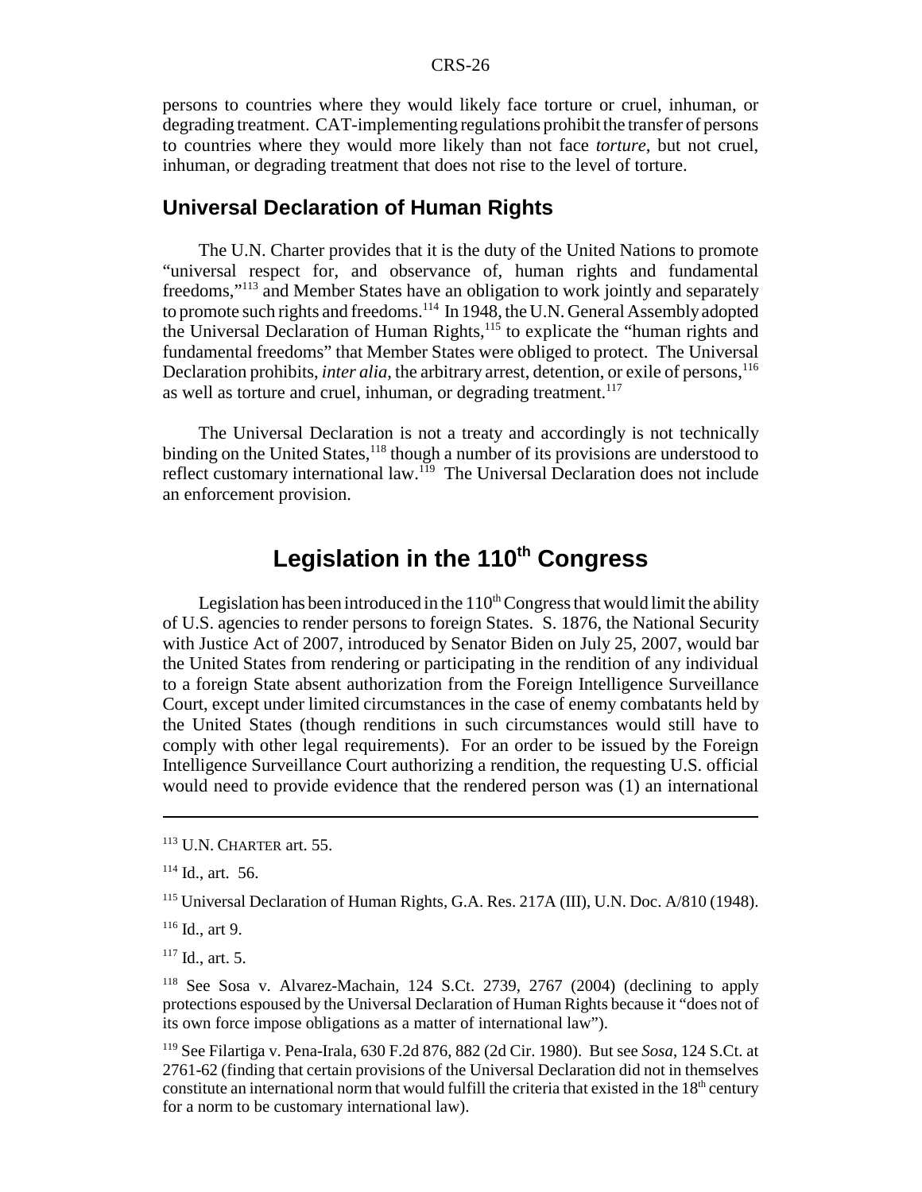persons to countries where they would likely face torture or cruel, inhuman, or degrading treatment. CAT-implementing regulations prohibit the transfer of persons to countries where they would more likely than not face *torture*, but not cruel, inhuman, or degrading treatment that does not rise to the level of torture.

## Universal Declaration of Human Rights

The U.N. Charter provides that it is the duty of the United Nations to promote "universal respect for, and observance of, human rights and fundamental freedoms,"[113] and Member States have an obligation to work jointly and separately to promote such rights and freedoms.[114] In 1948, the U.N. General Assembly adopted the Universal Declaration of Human Rights,[115] to explicate the "human rights and fundamental freedoms" that Member States were obliged to protect. The Universal Declaration prohibits, *inter alia*, the arbitrary arrest, detention, or exile of persons,[116] as well as torture and cruel, inhuman, or degrading treatment.[117]

The Universal Declaration is not a treaty and accordingly is not technically binding on the United States,[118] though a number of its provisions are understood to reflect customary international law.[119] The Universal Declaration does not include an enforcement provision.

# Legislation in the 110th Congress

Legislation has been introduced in the 110th Congress that would limit the ability of U.S. agencies to render persons to foreign States. S. 1876, the National Security with Justice Act of 2007, introduced by Senator Biden on July 25, 2007, would bar the United States from rendering or participating in the rendition of any individual to a foreign State absent authorization from the Foreign Intelligence Surveillance Court, except under limited circumstances in the case of enemy combatants held by the United States (though renditions in such circumstances would still have to comply with other legal requirements). For an order to be issued by the Foreign Intelligence Surveillance Court authorizing a rendition, the requesting U.S. official would need to provide evidence that the rendered person was (1) an international

---

[113] U.N. CHARTER art. 55.

[114] Id., art. 56.

[115] Universal Declaration of Human Rights, G.A. Res. 217A (III), U.N. Doc. A/810 (1948).

[116] Id., art 9.

[117] Id., art. 5.

[118] See Sosa v. Alvarez-Machain, 124 S.Ct. 2739, 2767 (2004) (declining to apply protections espoused by the Universal Declaration of Human Rights because it "does not of its own force impose obligations as a matter of international law").

[119] See Filartiga v. Pena-Irala, 630 F.2d 876, 882 (2d Cir. 1980). But see *Sosa*, 124 S.Ct. at 2761-62 (finding that certain provisions of the Universal Declaration did not in themselves constitute an international norm that would fulfill the criteria that existed in the 18th century for a norm to be customary international law).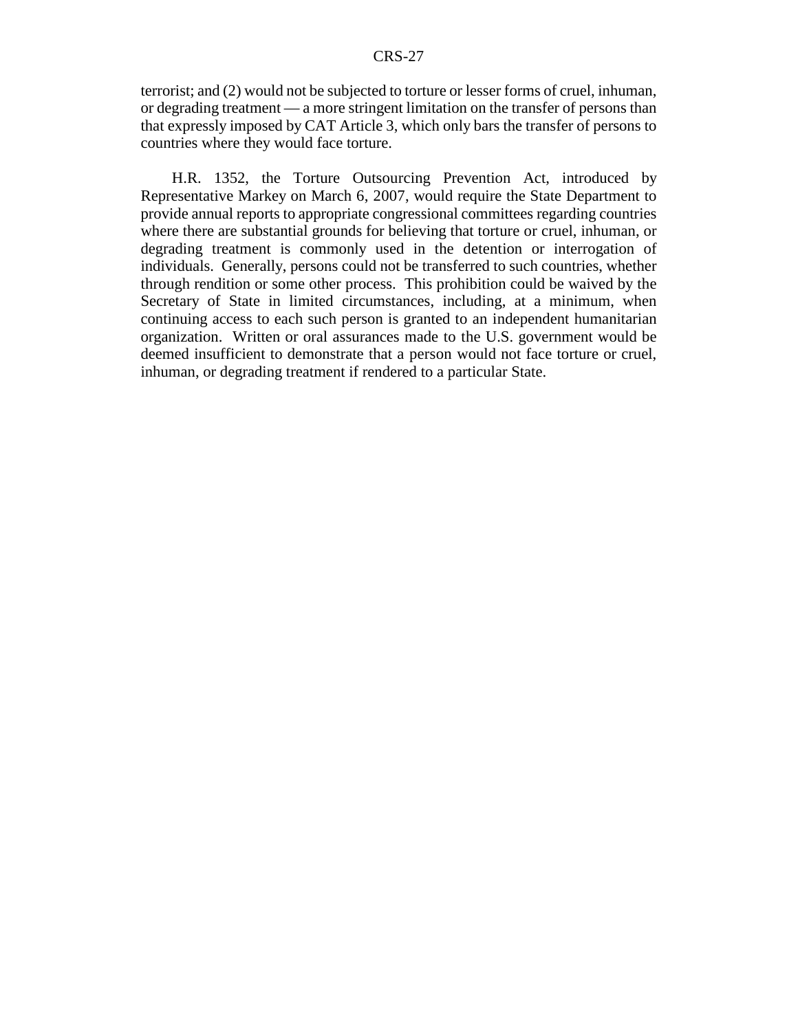terrorist; and (2) would not be subjected to torture or lesser forms of cruel, inhuman, or degrading treatment — a more stringent limitation on the transfer of persons than that expressly imposed by CAT Article 3, which only bars the transfer of persons to countries where they would face torture.

H.R. 1352, the Torture Outsourcing Prevention Act, introduced by Representative Markey on March 6, 2007, would require the State Department to provide annual reports to appropriate congressional committees regarding countries where there are substantial grounds for believing that torture or cruel, inhuman, or degrading treatment is commonly used in the detention or interrogation of individuals. Generally, persons could not be transferred to such countries, whether through rendition or some other process. This prohibition could be waived by the Secretary of State in limited circumstances, including, at a minimum, when continuing access to each such person is granted to an independent humanitarian organization. Written or oral assurances made to the U.S. government would be deemed insufficient to demonstrate that a person would not face torture or cruel, inhuman, or degrading treatment if rendered to a particular State.